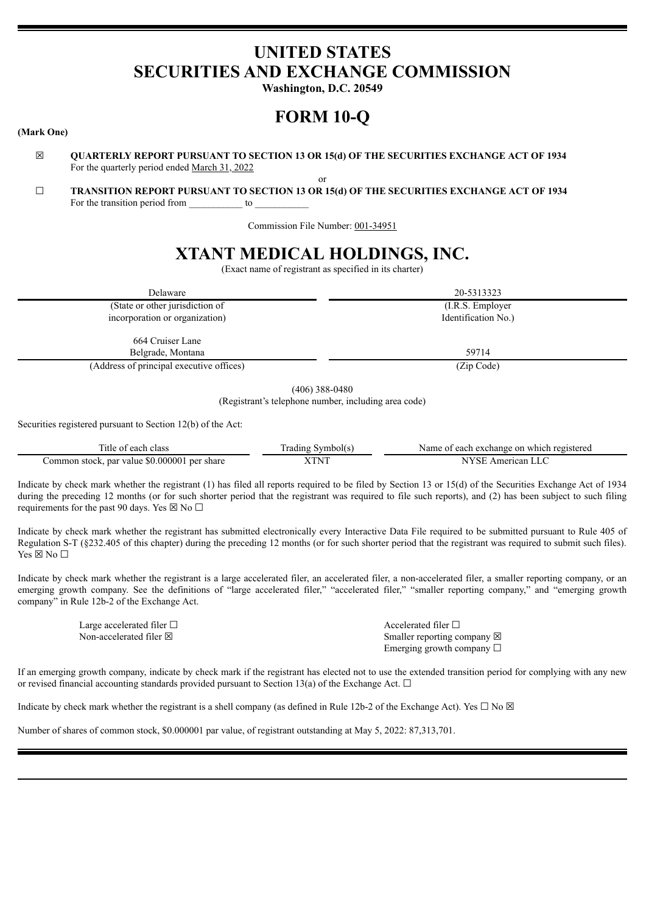# UNITED STATES
# SECURITIES AND EXCHANGE COMMISSION

**Washington, D.C. 20549**

# FORM 10-Q

**(Mark One)**

☒ **QUARTERLY REPORT PURSUANT TO SECTION 13 OR 15(d) OF THE SECURITIES EXCHANGE ACT OF 1934**
For the quarterly period ended March 31, 2022

or

☐ **TRANSITION REPORT PURSUANT TO SECTION 13 OR 15(d) OF THE SECURITIES EXCHANGE ACT OF 1934**
For the transition period from ___________ to ___________

Commission File Number: 001-34951

# XTANT MEDICAL HOLDINGS, INC.

(Exact name of registrant as specified in its charter)

| Delaware | 20-5313323 |
|---|---|
| (State or other jurisdiction of incorporation or organization) | (I.R.S. Employer Identification No.) |
| 664 Cruiser Lane Belgrade, Montana | 59714 |
| (Address of principal executive offices) | (Zip Code) |

(406) 388-0480
(Registrant's telephone number, including area code)

Securities registered pursuant to Section 12(b) of the Act:

| Title of each class | Trading Symbol(s) | Name of each exchange on which registered |
|---|---|---|
| Common stock, par value $0.000001 per share | XTNT | NYSE American LLC |

Indicate by check mark whether the registrant (1) has filed all reports required to be filed by Section 13 or 15(d) of the Securities Exchange Act of 1934 during the preceding 12 months (or for such shorter period that the registrant was required to file such reports), and (2) has been subject to such filing requirements for the past 90 days. Yes ☒ No ☐

Indicate by check mark whether the registrant has submitted electronically every Interactive Data File required to be submitted pursuant to Rule 405 of Regulation S-T (§232.405 of this chapter) during the preceding 12 months (or for such shorter period that the registrant was required to submit such files). Yes ☒ No ☐

Indicate by check mark whether the registrant is a large accelerated filer, an accelerated filer, a non-accelerated filer, a smaller reporting company, or an emerging growth company. See the definitions of "large accelerated filer," "accelerated filer," "smaller reporting company," and "emerging growth company" in Rule 12b-2 of the Exchange Act.

| | |
|---|---|
| Large accelerated filer ☐ | Accelerated filer ☐ |
| Non-accelerated filer ☒ | Smaller reporting company ☒ |
| | Emerging growth company ☐ |

If an emerging growth company, indicate by check mark if the registrant has elected not to use the extended transition period for complying with any new or revised financial accounting standards provided pursuant to Section 13(a) of the Exchange Act. ☐

Indicate by check mark whether the registrant is a shell company (as defined in Rule 12b-2 of the Exchange Act). Yes ☐ No ☒

Number of shares of common stock, $0.000001 par value, of registrant outstanding at May 5, 2022: 87,313,701.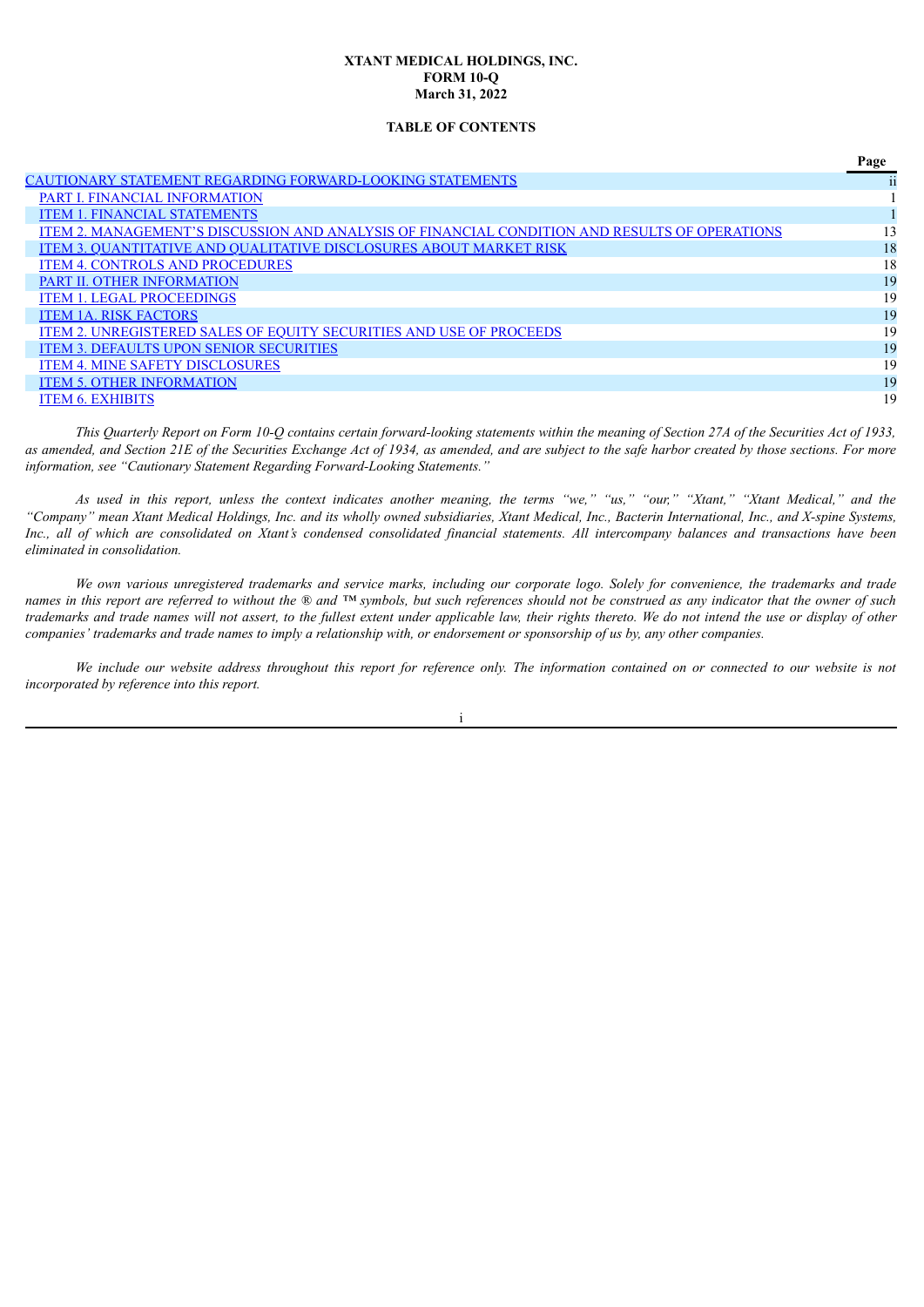**XTANT MEDICAL HOLDINGS, INC.**
**FORM 10-Q**
**March 31, 2022**

**TABLE OF CONTENTS**

| | Page |
|---|---|
| CAUTIONARY STATEMENT REGARDING FORWARD-LOOKING STATEMENTS | ii |
| PART I. FINANCIAL INFORMATION | 1 |
| ITEM 1. FINANCIAL STATEMENTS | 1 |
| ITEM 2. MANAGEMENT'S DISCUSSION AND ANALYSIS OF FINANCIAL CONDITION AND RESULTS OF OPERATIONS | 13 |
| ITEM 3. QUANTITATIVE AND QUALITATIVE DISCLOSURES ABOUT MARKET RISK | 18 |
| ITEM 4. CONTROLS AND PROCEDURES | 18 |
| PART II. OTHER INFORMATION | 19 |
| ITEM 1. LEGAL PROCEEDINGS | 19 |
| ITEM 1A. RISK FACTORS | 19 |
| ITEM 2. UNREGISTERED SALES OF EQUITY SECURITIES AND USE OF PROCEEDS | 19 |
| ITEM 3. DEFAULTS UPON SENIOR SECURITIES | 19 |
| ITEM 4. MINE SAFETY DISCLOSURES | 19 |
| ITEM 5. OTHER INFORMATION | 19 |
| ITEM 6. EXHIBITS | 19 |

*This Quarterly Report on Form 10-Q contains certain forward-looking statements within the meaning of Section 27A of the Securities Act of 1933, as amended, and Section 21E of the Securities Exchange Act of 1934, as amended, and are subject to the safe harbor created by those sections. For more information, see "Cautionary Statement Regarding Forward-Looking Statements."*

*As used in this report, unless the context indicates another meaning, the terms "we," "us," "our," "Xtant," "Xtant Medical," and the "Company" mean Xtant Medical Holdings, Inc. and its wholly owned subsidiaries, Xtant Medical, Inc., Bacterin International, Inc., and X-spine Systems, Inc., all of which are consolidated on Xtant's condensed consolidated financial statements. All intercompany balances and transactions have been eliminated in consolidation.*

*We own various unregistered trademarks and service marks, including our corporate logo. Solely for convenience, the trademarks and trade names in this report are referred to without the ® and ™ symbols, but such references should not be construed as any indicator that the owner of such trademarks and trade names will not assert, to the fullest extent under applicable law, their rights thereto. We do not intend the use or display of other companies' trademarks and trade names to imply a relationship with, or endorsement or sponsorship of us by, any other companies.*

*We include our website address throughout this report for reference only. The information contained on or connected to our website is not incorporated by reference into this report.*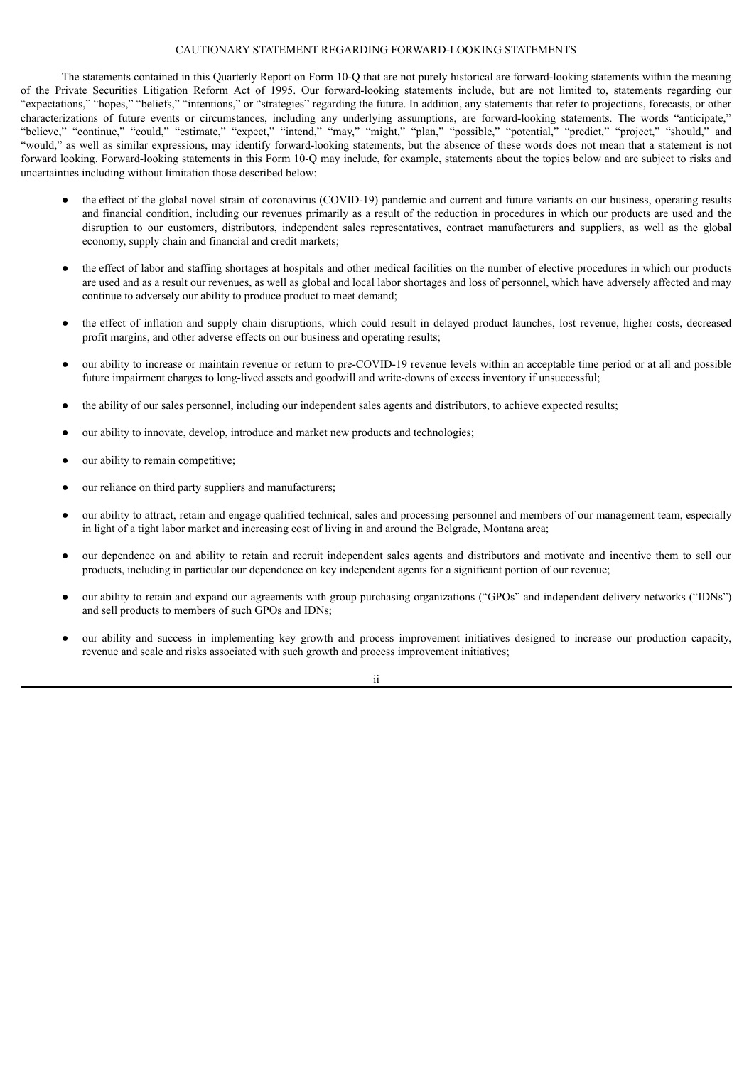## CAUTIONARY STATEMENT REGARDING FORWARD-LOOKING STATEMENTS

The statements contained in this Quarterly Report on Form 10-Q that are not purely historical are forward-looking statements within the meaning of the Private Securities Litigation Reform Act of 1995. Our forward-looking statements include, but are not limited to, statements regarding our "expectations," "hopes," "beliefs," "intentions," or "strategies" regarding the future. In addition, any statements that refer to projections, forecasts, or other characterizations of future events or circumstances, including any underlying assumptions, are forward-looking statements. The words "anticipate," "believe," "continue," "could," "estimate," "expect," "intend," "may," "might," "plan," "possible," "potential," "predict," "project," "should," and "would," as well as similar expressions, may identify forward-looking statements, but the absence of these words does not mean that a statement is not forward looking. Forward-looking statements in this Form 10-Q may include, for example, statements about the topics below and are subject to risks and uncertainties including without limitation those described below:

- the effect of the global novel strain of coronavirus (COVID-19) pandemic and current and future variants on our business, operating results and financial condition, including our revenues primarily as a result of the reduction in procedures in which our products are used and the disruption to our customers, distributors, independent sales representatives, contract manufacturers and suppliers, as well as the global economy, supply chain and financial and credit markets;
- the effect of labor and staffing shortages at hospitals and other medical facilities on the number of elective procedures in which our products are used and as a result our revenues, as well as global and local labor shortages and loss of personnel, which have adversely affected and may continue to adversely our ability to produce product to meet demand;
- the effect of inflation and supply chain disruptions, which could result in delayed product launches, lost revenue, higher costs, decreased profit margins, and other adverse effects on our business and operating results;
- our ability to increase or maintain revenue or return to pre-COVID-19 revenue levels within an acceptable time period or at all and possible future impairment charges to long-lived assets and goodwill and write-downs of excess inventory if unsuccessful;
- the ability of our sales personnel, including our independent sales agents and distributors, to achieve expected results;
- our ability to innovate, develop, introduce and market new products and technologies;
- our ability to remain competitive;
- our reliance on third party suppliers and manufacturers;
- our ability to attract, retain and engage qualified technical, sales and processing personnel and members of our management team, especially in light of a tight labor market and increasing cost of living in and around the Belgrade, Montana area;
- our dependence on and ability to retain and recruit independent sales agents and distributors and motivate and incentive them to sell our products, including in particular our dependence on key independent agents for a significant portion of our revenue;
- our ability to retain and expand our agreements with group purchasing organizations ("GPOs" and independent delivery networks ("IDNs") and sell products to members of such GPOs and IDNs;
- our ability and success in implementing key growth and process improvement initiatives designed to increase our production capacity, revenue and scale and risks associated with such growth and process improvement initiatives;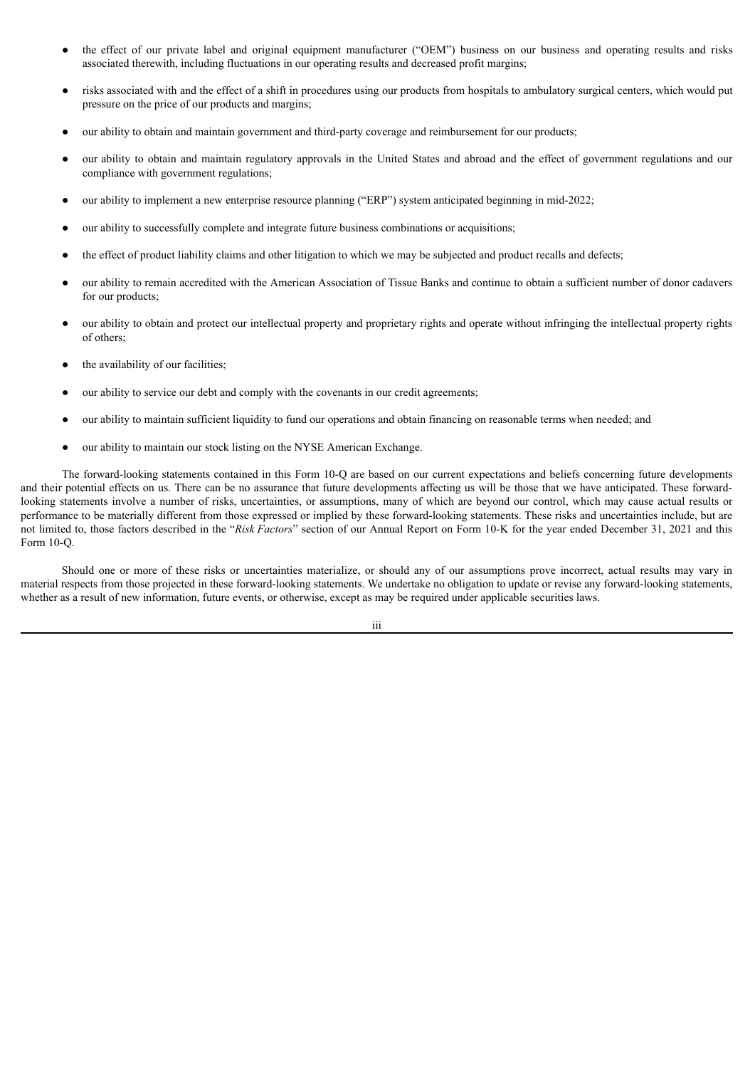- the effect of our private label and original equipment manufacturer ("OEM") business on our business and operating results and risks associated therewith, including fluctuations in our operating results and decreased profit margins;
- risks associated with and the effect of a shift in procedures using our products from hospitals to ambulatory surgical centers, which would put pressure on the price of our products and margins;
- our ability to obtain and maintain government and third-party coverage and reimbursement for our products;
- our ability to obtain and maintain regulatory approvals in the United States and abroad and the effect of government regulations and our compliance with government regulations;
- our ability to implement a new enterprise resource planning ("ERP") system anticipated beginning in mid-2022;
- our ability to successfully complete and integrate future business combinations or acquisitions;
- the effect of product liability claims and other litigation to which we may be subjected and product recalls and defects;
- our ability to remain accredited with the American Association of Tissue Banks and continue to obtain a sufficient number of donor cadavers for our products;
- our ability to obtain and protect our intellectual property and proprietary rights and operate without infringing the intellectual property rights of others;
- the availability of our facilities;
- our ability to service our debt and comply with the covenants in our credit agreements;
- our ability to maintain sufficient liquidity to fund our operations and obtain financing on reasonable terms when needed; and
- our ability to maintain our stock listing on the NYSE American Exchange.

The forward-looking statements contained in this Form 10-Q are based on our current expectations and beliefs concerning future developments and their potential effects on us. There can be no assurance that future developments affecting us will be those that we have anticipated. These forward-looking statements involve a number of risks, uncertainties, or assumptions, many of which are beyond our control, which may cause actual results or performance to be materially different from those expressed or implied by these forward-looking statements. These risks and uncertainties include, but are not limited to, those factors described in the "*Risk Factors*" section of our Annual Report on Form 10-K for the year ended December 31, 2021 and this Form 10-Q.

Should one or more of these risks or uncertainties materialize, or should any of our assumptions prove incorrect, actual results may vary in material respects from those projected in these forward-looking statements. We undertake no obligation to update or revise any forward-looking statements, whether as a result of new information, future events, or otherwise, except as may be required under applicable securities laws.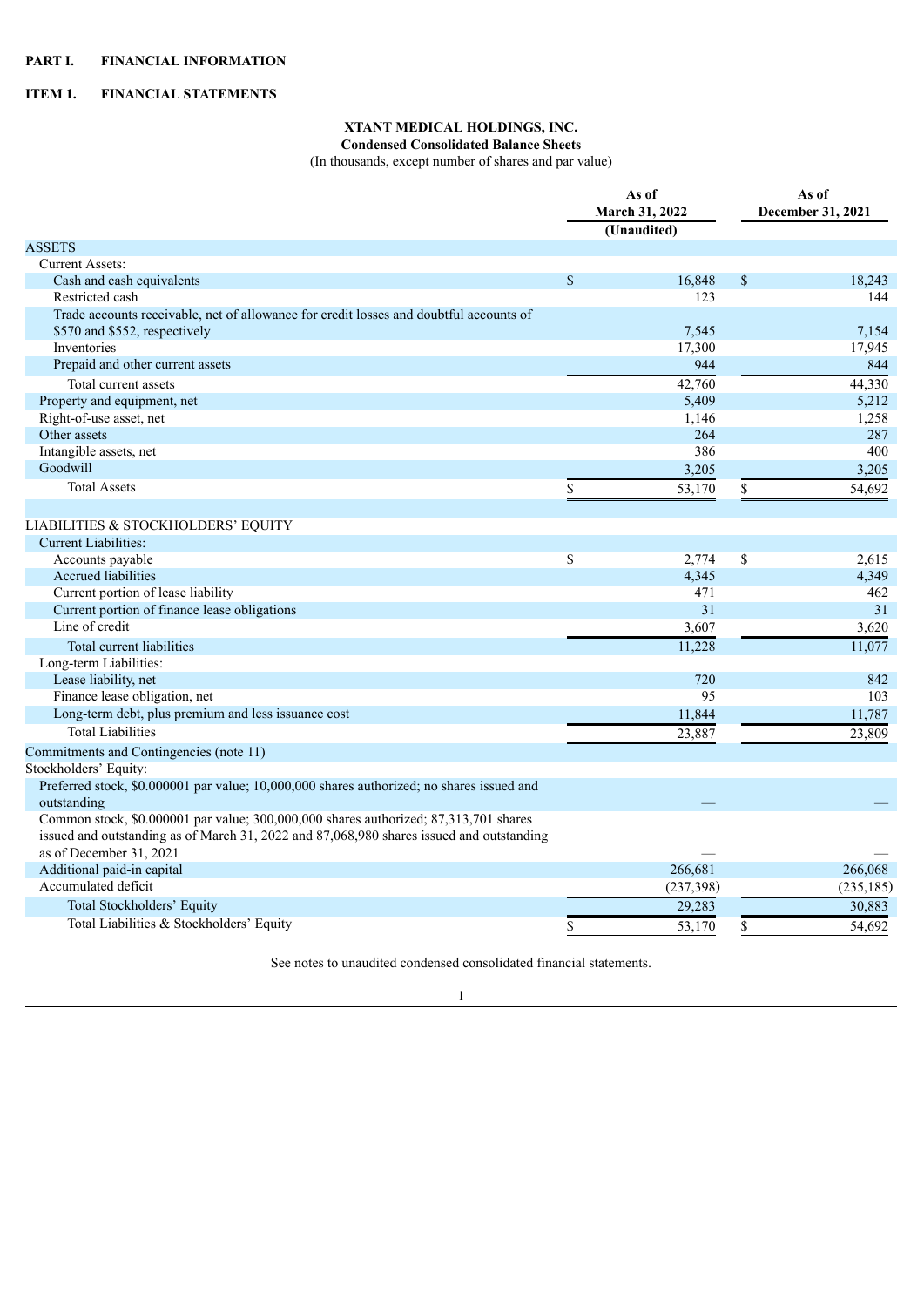## PART I. FINANCIAL INFORMATION

## ITEM 1. FINANCIAL STATEMENTS

### XTANT MEDICAL HOLDINGS, INC.

**Condensed Consolidated Balance Sheets**

(In thousands, except number of shares and par value)

| | As of March 31, 2022 (Unaudited) | As of December 31, 2021 |
|---|---|---|
| ASSETS | | |
| Current Assets: | | |
| Cash and cash equivalents | $ 16,848 | $ 18,243 |
| Restricted cash | 123 | 144 |
| Trade accounts receivable, net of allowance for credit losses and doubtful accounts of $570 and $552, respectively | 7,545 | 7,154 |
| Inventories | 17,300 | 17,945 |
| Prepaid and other current assets | 944 | 844 |
| Total current assets | 42,760 | 44,330 |
| Property and equipment, net | 5,409 | 5,212 |
| Right-of-use asset, net | 1,146 | 1,258 |
| Other assets | 264 | 287 |
| Intangible assets, net | 386 | 400 |
| Goodwill | 3,205 | 3,205 |
| Total Assets | $ 53,170 | $ 54,692 |
| | | |
| LIABILITIES & STOCKHOLDERS' EQUITY | | |
| Current Liabilities: | | |
| Accounts payable | $ 2,774 | $ 2,615 |
| Accrued liabilities | 4,345 | 4,349 |
| Current portion of lease liability | 471 | 462 |
| Current portion of finance lease obligations | 31 | 31 |
| Line of credit | 3,607 | 3,620 |
| Total current liabilities | 11,228 | 11,077 |
| Long-term Liabilities: | | |
| Lease liability, net | 720 | 842 |
| Finance lease obligation, net | 95 | 103 |
| Long-term debt, plus premium and less issuance cost | 11,844 | 11,787 |
| Total Liabilities | 23,887 | 23,809 |
| Commitments and Contingencies (note 11) | | |
| Stockholders' Equity: | | |
| Preferred stock, $0.000001 par value; 10,000,000 shares authorized; no shares issued and outstanding | — | — |
| Common stock, $0.000001 par value; 300,000,000 shares authorized; 87,313,701 shares issued and outstanding as of March 31, 2022 and 87,068,980 shares issued and outstanding as of December 31, 2021 | — | — |
| Additional paid-in capital | 266,681 | 266,068 |
| Accumulated deficit | (237,398) | (235,185) |
| Total Stockholders' Equity | 29,283 | 30,883 |
| Total Liabilities & Stockholders' Equity | $ 53,170 | $ 54,692 |

See notes to unaudited condensed consolidated financial statements.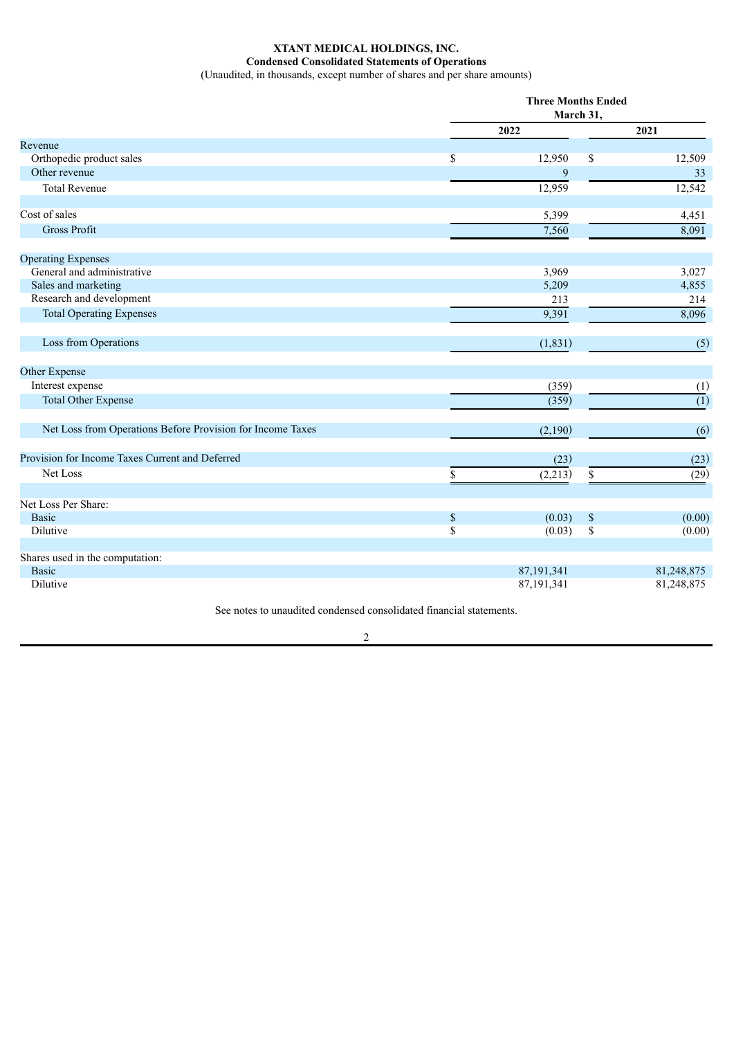**XTANT MEDICAL HOLDINGS, INC.**

**Condensed Consolidated Statements of Operations**

(Unaudited, in thousands, except number of shares and per share amounts)

| | Three Months Ended March 31, | |
|---|---|---|
| | 2022 | 2021 |
| Revenue | | |
| Orthopedic product sales | $ 12,950 | $ 12,509 |
| Other revenue | 9 | 33 |
| Total Revenue | 12,959 | 12,542 |
| | | |
| Cost of sales | 5,399 | 4,451 |
| Gross Profit | 7,560 | 8,091 |
| | | |
| Operating Expenses | | |
| General and administrative | 3,969 | 3,027 |
| Sales and marketing | 5,209 | 4,855 |
| Research and development | 213 | 214 |
| Total Operating Expenses | 9,391 | 8,096 |
| | | |
| Loss from Operations | (1,831) | (5) |
| | | |
| Other Expense | | |
| Interest expense | (359) | (1) |
| Total Other Expense | (359) | (1) |
| | | |
| Net Loss from Operations Before Provision for Income Taxes | (2,190) | (6) |
| | | |
| Provision for Income Taxes Current and Deferred | (23) | (23) |
| Net Loss | $ (2,213) | $ (29) |
| | | |
| Net Loss Per Share: | | |
| Basic | $ (0.03) | $ (0.00) |
| Dilutive | $ (0.03) | $ (0.00) |
| | | |
| Shares used in the computation: | | |
| Basic | 87,191,341 | 81,248,875 |
| Dilutive | 87,191,341 | 81,248,875 |

See notes to unaudited condensed consolidated financial statements.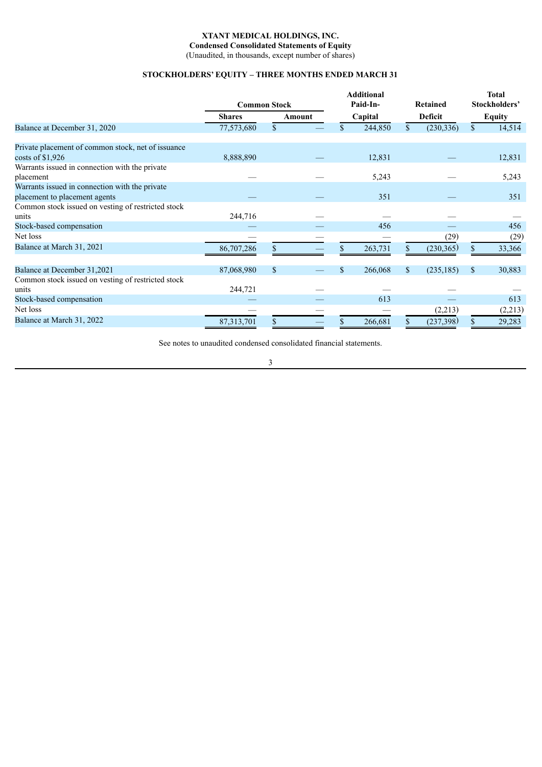**XTANT MEDICAL HOLDINGS, INC.**
**Condensed Consolidated Statements of Equity**
(Unaudited, in thousands, except number of shares)

**STOCKHOLDERS' EQUITY – THREE MONTHS ENDED MARCH 31**

| | Common Stock | | Additional Paid-In- | Retained | Total Stockholders' |
|---|---|---|---|---|---|
| | Shares | Amount | Capital | Deficit | Equity |
| Balance at December 31, 2020 | 77,573,680 | $ — | $ 244,850 | $ (230,336) | $ 14,514 |
| Private placement of common stock, net of issuance costs of $1,926 | 8,888,890 | — | 12,831 | — | 12,831 |
| Warrants issued in connection with the private placement | — | — | 5,243 | — | 5,243 |
| Warrants issued in connection with the private placement to placement agents | — | — | 351 | — | 351 |
| Common stock issued on vesting of restricted stock units | 244,716 | — | — | — | — |
| Stock-based compensation | — | — | 456 | — | 456 |
| Net loss | — | — | — | (29) | (29) |
| Balance at March 31, 2021 | 86,707,286 | $ — | $ 263,731 | $ (230,365) | $ 33,366 |
| | | | | | |
| Balance at December 31,2021 | 87,068,980 | $ — | $ 266,068 | $ (235,185) | $ 30,883 |
| Common stock issued on vesting of restricted stock units | 244,721 | — | — | — | — |
| Stock-based compensation | — | — | 613 | — | 613 |
| Net loss | — | — | — | (2,213) | (2,213) |
| Balance at March 31, 2022 | 87,313,701 | $ — | $ 266,681 | $ (237,398) | $ 29,283 |

See notes to unaudited condensed consolidated financial statements.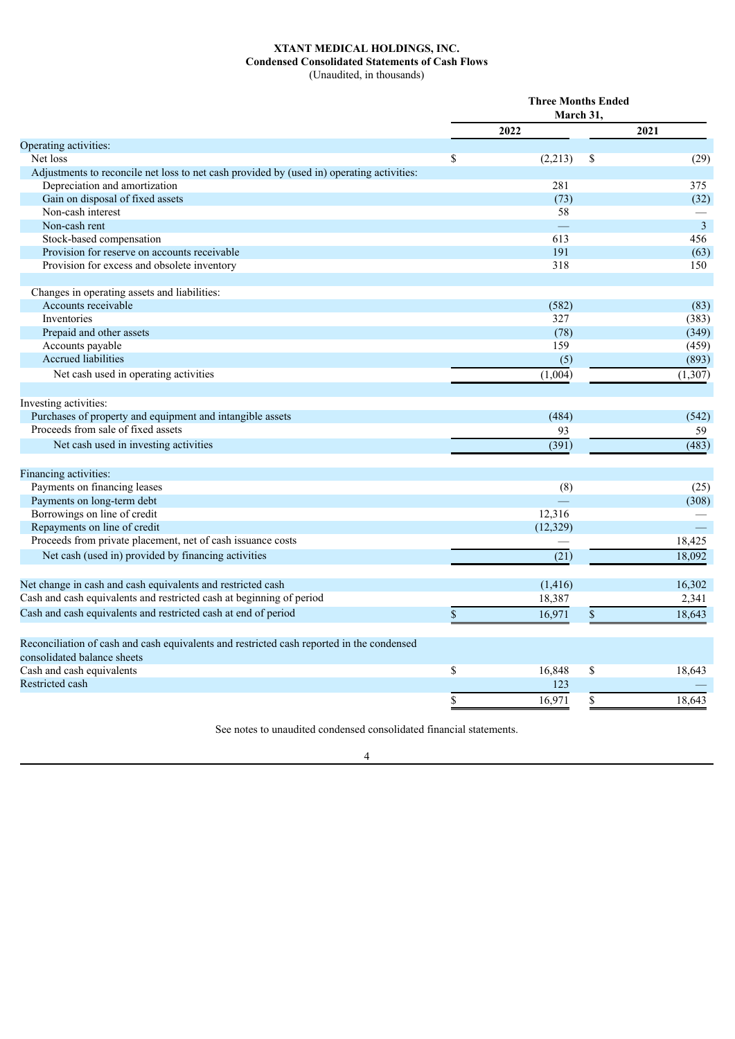**XTANT MEDICAL HOLDINGS, INC.**
**Condensed Consolidated Statements of Cash Flows**
(Unaudited, in thousands)

| | Three Months Ended March 31, | |
|---|---|---|
| | 2022 | 2021 |
| Operating activities: | | |
| Net loss | $ (2,213) | $ (29) |
| Adjustments to reconcile net loss to net cash provided by (used in) operating activities: | | |
| Depreciation and amortization | 281 | 375 |
| Gain on disposal of fixed assets | (73) | (32) |
| Non-cash interest | 58 | — |
| Non-cash rent | — | 3 |
| Stock-based compensation | 613 | 456 |
| Provision for reserve on accounts receivable | 191 | (63) |
| Provision for excess and obsolete inventory | 318 | 150 |
| | | |
| Changes in operating assets and liabilities: | | |
| Accounts receivable | (582) | (83) |
| Inventories | 327 | (383) |
| Prepaid and other assets | (78) | (349) |
| Accounts payable | 159 | (459) |
| Accrued liabilities | (5) | (893) |
| Net cash used in operating activities | (1,004) | (1,307) |
| | | |
| Investing activities: | | |
| Purchases of property and equipment and intangible assets | (484) | (542) |
| Proceeds from sale of fixed assets | 93 | 59 |
| Net cash used in investing activities | (391) | (483) |
| | | |
| Financing activities: | | |
| Payments on financing leases | (8) | (25) |
| Payments on long-term debt | — | (308) |
| Borrowings on line of credit | 12,316 | — |
| Repayments on line of credit | (12,329) | — |
| Proceeds from private placement, net of cash issuance costs | — | 18,425 |
| Net cash (used in) provided by financing activities | (21) | 18,092 |
| | | |
| Net change in cash and cash equivalents and restricted cash | (1,416) | 16,302 |
| Cash and cash equivalents and restricted cash at beginning of period | 18,387 | 2,341 |
| Cash and cash equivalents and restricted cash at end of period | $ 16,971 | $ 18,643 |
| | | |
| Reconciliation of cash and cash equivalents and restricted cash reported in the condensed consolidated balance sheets | | |
| Cash and cash equivalents | $ 16,848 | $ 18,643 |
| Restricted cash | 123 | — |
| | $ 16,971 | $ 18,643 |

See notes to unaudited condensed consolidated financial statements.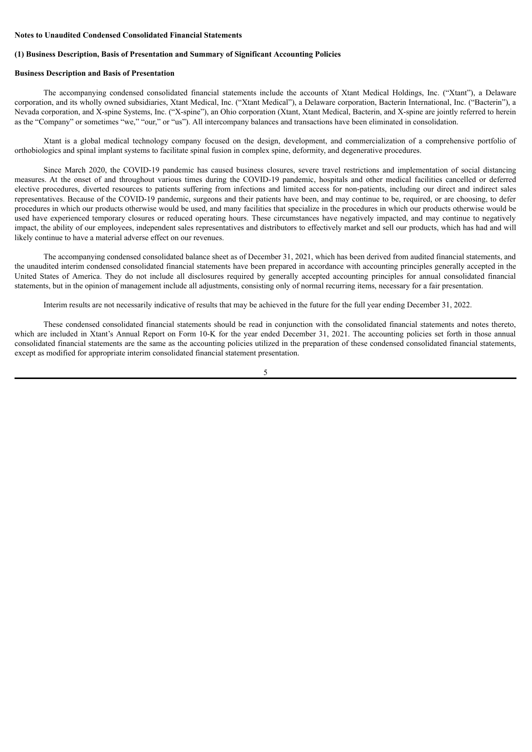**Notes to Unaudited Condensed Consolidated Financial Statements**

**(1) Business Description, Basis of Presentation and Summary of Significant Accounting Policies**

**Business Description and Basis of Presentation**

The accompanying condensed consolidated financial statements include the accounts of Xtant Medical Holdings, Inc. ("Xtant"), a Delaware corporation, and its wholly owned subsidiaries, Xtant Medical, Inc. ("Xtant Medical"), a Delaware corporation, Bacterin International, Inc. ("Bacterin"), a Nevada corporation, and X-spine Systems, Inc. ("X-spine"), an Ohio corporation (Xtant, Xtant Medical, Bacterin, and X-spine are jointly referred to herein as the "Company" or sometimes "we," "our," or "us"). All intercompany balances and transactions have been eliminated in consolidation.

Xtant is a global medical technology company focused on the design, development, and commercialization of a comprehensive portfolio of orthobiologics and spinal implant systems to facilitate spinal fusion in complex spine, deformity, and degenerative procedures.

Since March 2020, the COVID-19 pandemic has caused business closures, severe travel restrictions and implementation of social distancing measures. At the onset of and throughout various times during the COVID-19 pandemic, hospitals and other medical facilities cancelled or deferred elective procedures, diverted resources to patients suffering from infections and limited access for non-patients, including our direct and indirect sales representatives. Because of the COVID-19 pandemic, surgeons and their patients have been, and may continue to be, required, or are choosing, to defer procedures in which our products otherwise would be used, and many facilities that specialize in the procedures in which our products otherwise would be used have experienced temporary closures or reduced operating hours. These circumstances have negatively impacted, and may continue to negatively impact, the ability of our employees, independent sales representatives and distributors to effectively market and sell our products, which has had and will likely continue to have a material adverse effect on our revenues.

The accompanying condensed consolidated balance sheet as of December 31, 2021, which has been derived from audited financial statements, and the unaudited interim condensed consolidated financial statements have been prepared in accordance with accounting principles generally accepted in the United States of America. They do not include all disclosures required by generally accepted accounting principles for annual consolidated financial statements, but in the opinion of management include all adjustments, consisting only of normal recurring items, necessary for a fair presentation.

Interim results are not necessarily indicative of results that may be achieved in the future for the full year ending December 31, 2022.

These condensed consolidated financial statements should be read in conjunction with the consolidated financial statements and notes thereto, which are included in Xtant's Annual Report on Form 10-K for the year ended December 31, 2021. The accounting policies set forth in those annual consolidated financial statements are the same as the accounting policies utilized in the preparation of these condensed consolidated financial statements, except as modified for appropriate interim consolidated financial statement presentation.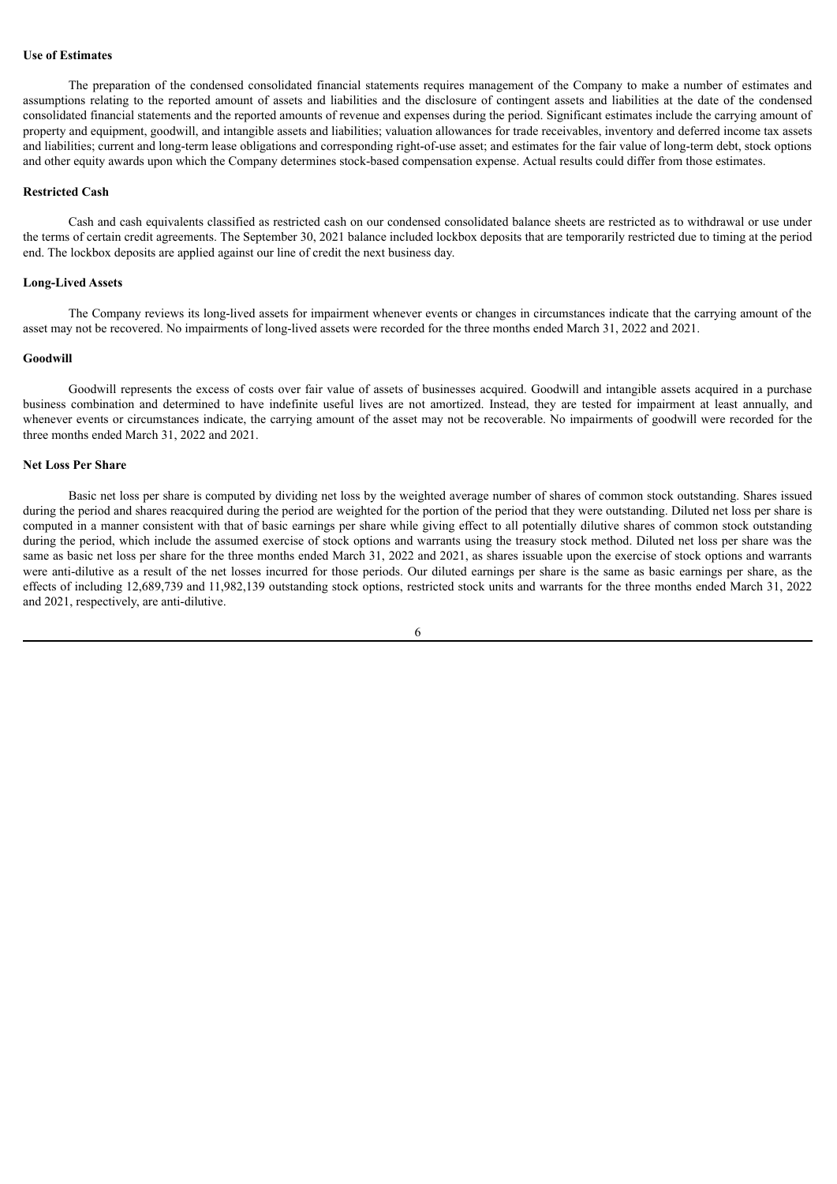**Use of Estimates**

The preparation of the condensed consolidated financial statements requires management of the Company to make a number of estimates and assumptions relating to the reported amount of assets and liabilities and the disclosure of contingent assets and liabilities at the date of the condensed consolidated financial statements and the reported amounts of revenue and expenses during the period. Significant estimates include the carrying amount of property and equipment, goodwill, and intangible assets and liabilities; valuation allowances for trade receivables, inventory and deferred income tax assets and liabilities; current and long-term lease obligations and corresponding right-of-use asset; and estimates for the fair value of long-term debt, stock options and other equity awards upon which the Company determines stock-based compensation expense. Actual results could differ from those estimates.

**Restricted Cash**

Cash and cash equivalents classified as restricted cash on our condensed consolidated balance sheets are restricted as to withdrawal or use under the terms of certain credit agreements. The September 30, 2021 balance included lockbox deposits that are temporarily restricted due to timing at the period end. The lockbox deposits are applied against our line of credit the next business day.

**Long-Lived Assets**

The Company reviews its long-lived assets for impairment whenever events or changes in circumstances indicate that the carrying amount of the asset may not be recovered. No impairments of long-lived assets were recorded for the three months ended March 31, 2022 and 2021.

**Goodwill**

Goodwill represents the excess of costs over fair value of assets of businesses acquired. Goodwill and intangible assets acquired in a purchase business combination and determined to have indefinite useful lives are not amortized. Instead, they are tested for impairment at least annually, and whenever events or circumstances indicate, the carrying amount of the asset may not be recoverable. No impairments of goodwill were recorded for the three months ended March 31, 2022 and 2021.

**Net Loss Per Share**

Basic net loss per share is computed by dividing net loss by the weighted average number of shares of common stock outstanding. Shares issued during the period and shares reacquired during the period are weighted for the portion of the period that they were outstanding. Diluted net loss per share is computed in a manner consistent with that of basic earnings per share while giving effect to all potentially dilutive shares of common stock outstanding during the period, which include the assumed exercise of stock options and warrants using the treasury stock method. Diluted net loss per share was the same as basic net loss per share for the three months ended March 31, 2022 and 2021, as shares issuable upon the exercise of stock options and warrants were anti-dilutive as a result of the net losses incurred for those periods. Our diluted earnings per share is the same as basic earnings per share, as the effects of including 12,689,739 and 11,982,139 outstanding stock options, restricted stock units and warrants for the three months ended March 31, 2022 and 2021, respectively, are anti-dilutive.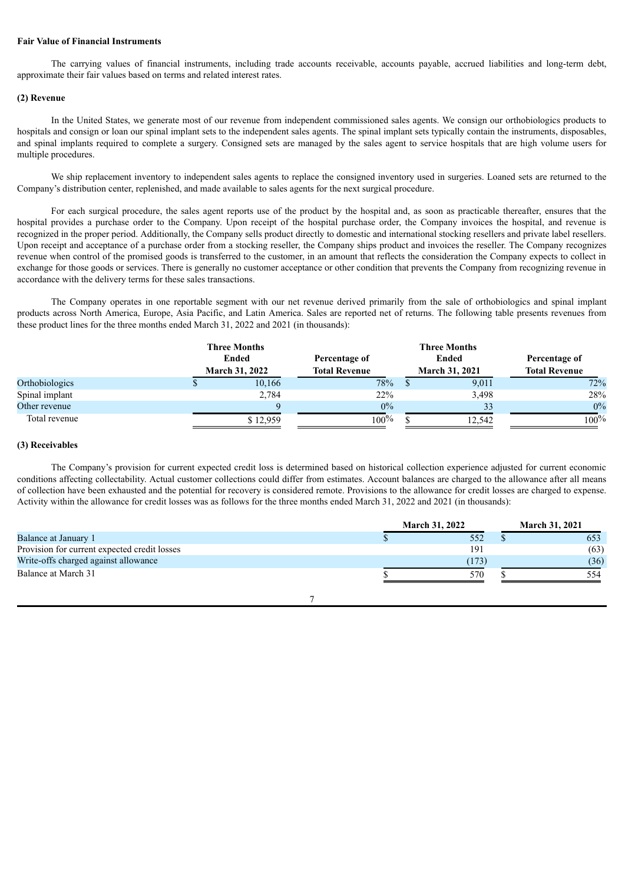**Fair Value of Financial Instruments**

The carrying values of financial instruments, including trade accounts receivable, accounts payable, accrued liabilities and long-term debt, approximate their fair values based on terms and related interest rates.

**(2) Revenue**

In the United States, we generate most of our revenue from independent commissioned sales agents. We consign our orthobiologics products to hospitals and consign or loan our spinal implant sets to the independent sales agents. The spinal implant sets typically contain the instruments, disposables, and spinal implants required to complete a surgery. Consigned sets are managed by the sales agent to service hospitals that are high volume users for multiple procedures.

We ship replacement inventory to independent sales agents to replace the consigned inventory used in surgeries. Loaned sets are returned to the Company's distribution center, replenished, and made available to sales agents for the next surgical procedure.

For each surgical procedure, the sales agent reports use of the product by the hospital and, as soon as practicable thereafter, ensures that the hospital provides a purchase order to the Company. Upon receipt of the hospital purchase order, the Company invoices the hospital, and revenue is recognized in the proper period. Additionally, the Company sells product directly to domestic and international stocking resellers and private label resellers. Upon receipt and acceptance of a purchase order from a stocking reseller, the Company ships product and invoices the reseller. The Company recognizes revenue when control of the promised goods is transferred to the customer, in an amount that reflects the consideration the Company expects to collect in exchange for those goods or services. There is generally no customer acceptance or other condition that prevents the Company from recognizing revenue in accordance with the delivery terms for these sales transactions.

The Company operates in one reportable segment with our net revenue derived primarily from the sale of orthobiologics and spinal implant products across North America, Europe, Asia Pacific, and Latin America. Sales are reported net of returns. The following table presents revenues from these product lines for the three months ended March 31, 2022 and 2021 (in thousands):

| | Three Months Ended March 31, 2022 | Percentage of Total Revenue | Three Months Ended March 31, 2021 | Percentage of Total Revenue |
|---|---|---|---|---|
| Orthobiologics | $ 10,166 | 78% | $ 9,011 | 72% |
| Spinal implant | 2,784 | 22% | 3,498 | 28% |
| Other revenue | 9 | 0% | 33 | 0% |
| Total revenue | $ 12,959 | 100% | $ 12,542 | 100% |

**(3) Receivables**

The Company's provision for current expected credit loss is determined based on historical collection experience adjusted for current economic conditions affecting collectability. Actual customer collections could differ from estimates. Account balances are charged to the allowance after all means of collection have been exhausted and the potential for recovery is considered remote. Provisions to the allowance for credit losses are charged to expense. Activity within the allowance for credit losses was as follows for the three months ended March 31, 2022 and 2021 (in thousands):

| | March 31, 2022 | March 31, 2021 |
|---|---|---|
| Balance at January 1 | $ 552 | $ 653 |
| Provision for current expected credit losses | 191 | (63) |
| Write-offs charged against allowance | (173) | (36) |
| Balance at March 31 | $ 570 | $ 554 |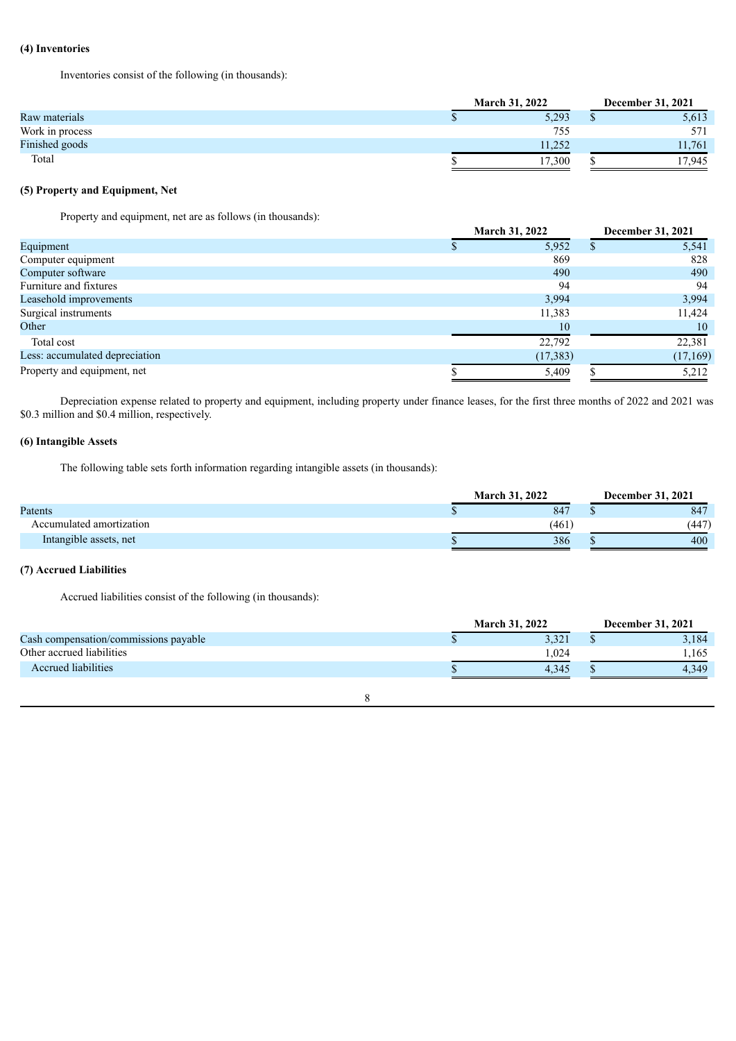**(4) Inventories**

Inventories consist of the following (in thousands):

| | March 31, 2022 | December 31, 2021 |
|---|---|---|
| Raw materials | $ 5,293 | $ 5,613 |
| Work in process | 755 | 571 |
| Finished goods | 11,252 | 11,761 |
| Total | $ 17,300 | $ 17,945 |

**(5) Property and Equipment, Net**

Property and equipment, net are as follows (in thousands):

| | March 31, 2022 | December 31, 2021 |
|---|---|---|
| Equipment | $ 5,952 | $ 5,541 |
| Computer equipment | 869 | 828 |
| Computer software | 490 | 490 |
| Furniture and fixtures | 94 | 94 |
| Leasehold improvements | 3,994 | 3,994 |
| Surgical instruments | 11,383 | 11,424 |
| Other | 10 | 10 |
| Total cost | 22,792 | 22,381 |
| Less: accumulated depreciation | (17,383) | (17,169) |
| Property and equipment, net | $ 5,409 | $ 5,212 |

Depreciation expense related to property and equipment, including property under finance leases, for the first three months of 2022 and 2021 was $0.3 million and $0.4 million, respectively.

**(6) Intangible Assets**

The following table sets forth information regarding intangible assets (in thousands):

| | March 31, 2022 | December 31, 2021 |
|---|---|---|
| Patents | $ 847 | $ 847 |
| Accumulated amortization | (461) | (447) |
| Intangible assets, net | $ 386 | $ 400 |

**(7) Accrued Liabilities**

Accrued liabilities consist of the following (in thousands):

| | March 31, 2022 | December 31, 2021 |
|---|---|---|
| Cash compensation/commissions payable | $ 3,321 | $ 3,184 |
| Other accrued liabilities | 1,024 | 1,165 |
| Accrued liabilities | $ 4,345 | $ 4,349 |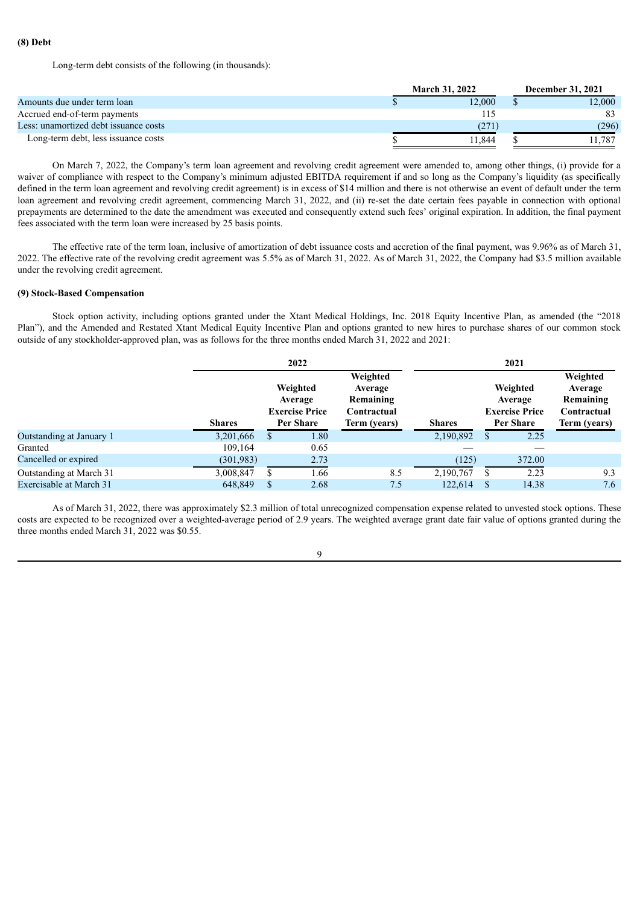**(8) Debt**

Long-term debt consists of the following (in thousands):

| | March 31, 2022 | December 31, 2021 |
|---|---|---|
| Amounts due under term loan | $ 12,000 | $ 12,000 |
| Accrued end-of-term payments | 115 | 83 |
| Less: unamortized debt issuance costs | (271) | (296) |
| Long-term debt, less issuance costs | $ 11,844 | $ 11,787 |

On March 7, 2022, the Company's term loan agreement and revolving credit agreement were amended to, among other things, (i) provide for a waiver of compliance with respect to the Company's minimum adjusted EBITDA requirement if and so long as the Company's liquidity (as specifically defined in the term loan agreement and revolving credit agreement) is in excess of $14 million and there is not otherwise an event of default under the term loan agreement and revolving credit agreement, commencing March 31, 2022, and (ii) re-set the date certain fees payable in connection with optional prepayments are determined to the date the amendment was executed and consequently extend such fees' original expiration. In addition, the final payment fees associated with the term loan were increased by 25 basis points.

The effective rate of the term loan, inclusive of amortization of debt issuance costs and accretion of the final payment, was 9.96% as of March 31, 2022. The effective rate of the revolving credit agreement was 5.5% as of March 31, 2022. As of March 31, 2022, the Company had $3.5 million available under the revolving credit agreement.

**(9) Stock-Based Compensation**

Stock option activity, including options granted under the Xtant Medical Holdings, Inc. 2018 Equity Incentive Plan, as amended (the "2018 Plan"), and the Amended and Restated Xtant Medical Equity Incentive Plan and options granted to new hires to purchase shares of our common stock outside of any stockholder-approved plan, was as follows for the three months ended March 31, 2022 and 2021:

| | 2022 | | | 2021 | | |
|---|---|---|---|---|---|---|
| | Shares | Weighted Average Exercise Price Per Share | Weighted Average Remaining Contractual Term (years) | Shares | Weighted Average Exercise Price Per Share | Weighted Average Remaining Contractual Term (years) |
| Outstanding at January 1 | 3,201,666 | $ 1.80 | | 2,190,892 | $ 2.25 | |
| Granted | 109,164 | 0.65 | | — | — | |
| Cancelled or expired | (301,983) | 2.73 | | (125) | 372.00 | |
| Outstanding at March 31 | 3,008,847 | $ 1.66 | 8.5 | 2,190,767 | $ 2.23 | 9.3 |
| Exercisable at March 31 | 648,849 | $ 2.68 | 7.5 | 122,614 | $ 14.38 | 7.6 |

As of March 31, 2022, there was approximately $2.3 million of total unrecognized compensation expense related to unvested stock options. These costs are expected to be recognized over a weighted-average period of 2.9 years. The weighted average grant date fair value of options granted during the three months ended March 31, 2022 was $0.55.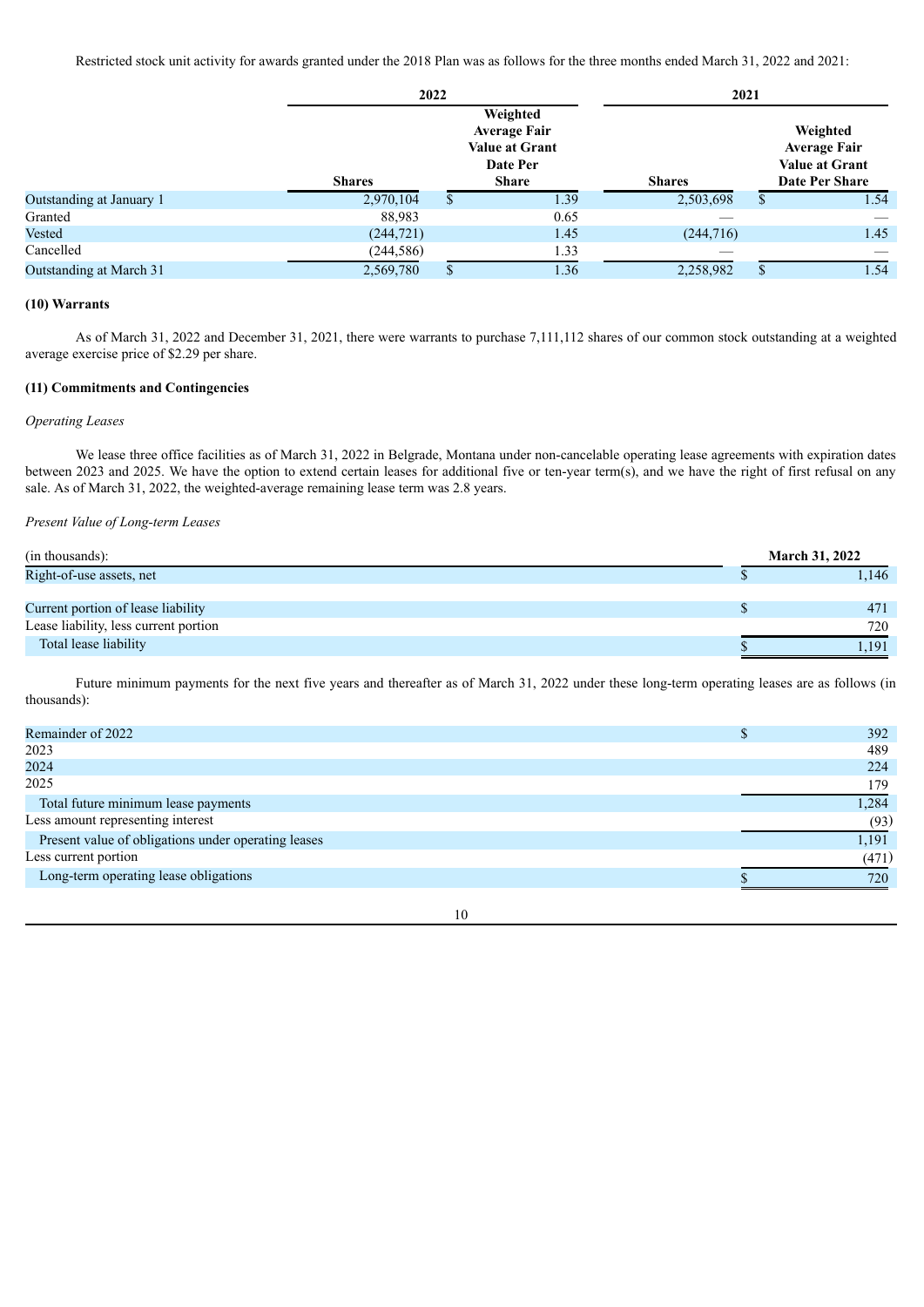Restricted stock unit activity for awards granted under the 2018 Plan was as follows for the three months ended March 31, 2022 and 2021:

| | 2022 | | 2021 | |
|---|---|---|---|---|
| | Shares | Weighted Average Fair Value at Grant Date Per Share | Shares | Weighted Average Fair Value at Grant Date Per Share |
| Outstanding at January 1 | 2,970,104 | $ 1.39 | 2,503,698 | $ 1.54 |
| Granted | 88,983 | 0.65 | — | — |
| Vested | (244,721) | 1.45 | (244,716) | 1.45 |
| Cancelled | (244,586) | 1.33 | — | — |
| Outstanding at March 31 | 2,569,780 | $ 1.36 | 2,258,982 | $ 1.54 |

**(10) Warrants**

As of March 31, 2022 and December 31, 2021, there were warrants to purchase 7,111,112 shares of our common stock outstanding at a weighted average exercise price of $2.29 per share.

**(11) Commitments and Contingencies**

*Operating Leases*

We lease three office facilities as of March 31, 2022 in Belgrade, Montana under non-cancelable operating lease agreements with expiration dates between 2023 and 2025. We have the option to extend certain leases for additional five or ten-year term(s), and we have the right of first refusal on any sale. As of March 31, 2022, the weighted-average remaining lease term was 2.8 years.

*Present Value of Long-term Leases*

| (in thousands): | March 31, 2022 |
|---|---|
| Right-of-use assets, net | $ 1,146 |
| | |
| Current portion of lease liability | $ 471 |
| Lease liability, less current portion | 720 |
| Total lease liability | $ 1,191 |

Future minimum payments for the next five years and thereafter as of March 31, 2022 under these long-term operating leases are as follows (in thousands):

| | |
|---|---|
| Remainder of 2022 | $ 392 |
| 2023 | 489 |
| 2024 | 224 |
| 2025 | 179 |
| Total future minimum lease payments | 1,284 |
| Less amount representing interest | (93) |
| Present value of obligations under operating leases | 1,191 |
| Less current portion | (471) |
| Long-term operating lease obligations | $ 720 |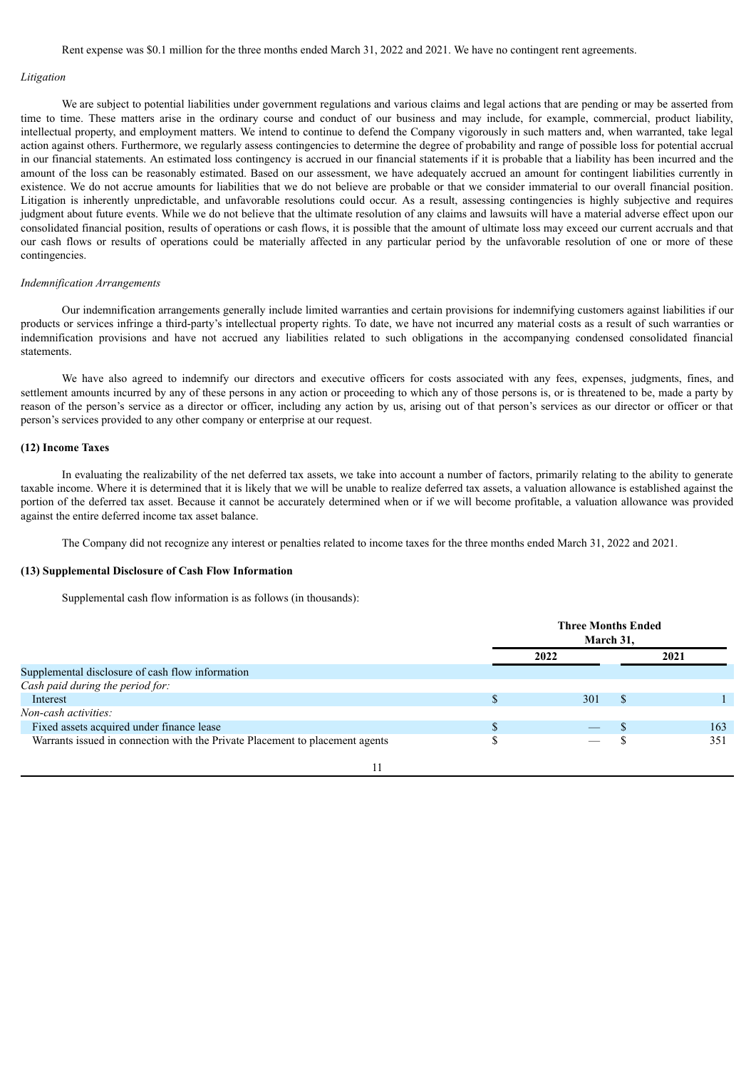Rent expense was $0.1 million for the three months ended March 31, 2022 and 2021. We have no contingent rent agreements.

*Litigation*

We are subject to potential liabilities under government regulations and various claims and legal actions that are pending or may be asserted from time to time. These matters arise in the ordinary course and conduct of our business and may include, for example, commercial, product liability, intellectual property, and employment matters. We intend to continue to defend the Company vigorously in such matters and, when warranted, take legal action against others. Furthermore, we regularly assess contingencies to determine the degree of probability and range of possible loss for potential accrual in our financial statements. An estimated loss contingency is accrued in our financial statements if it is probable that a liability has been incurred and the amount of the loss can be reasonably estimated. Based on our assessment, we have adequately accrued an amount for contingent liabilities currently in existence. We do not accrue amounts for liabilities that we do not believe are probable or that we consider immaterial to our overall financial position. Litigation is inherently unpredictable, and unfavorable resolutions could occur. As a result, assessing contingencies is highly subjective and requires judgment about future events. While we do not believe that the ultimate resolution of any claims and lawsuits will have a material adverse effect upon our consolidated financial position, results of operations or cash flows, it is possible that the amount of ultimate loss may exceed our current accruals and that our cash flows or results of operations could be materially affected in any particular period by the unfavorable resolution of one or more of these contingencies.

*Indemnification Arrangements*

Our indemnification arrangements generally include limited warranties and certain provisions for indemnifying customers against liabilities if our products or services infringe a third-party's intellectual property rights. To date, we have not incurred any material costs as a result of such warranties or indemnification provisions and have not accrued any liabilities related to such obligations in the accompanying condensed consolidated financial statements.

We have also agreed to indemnify our directors and executive officers for costs associated with any fees, expenses, judgments, fines, and settlement amounts incurred by any of these persons in any action or proceeding to which any of those persons is, or is threatened to be, made a party by reason of the person's service as a director or officer, including any action by us, arising out of that person's services as our director or officer or that person's services provided to any other company or enterprise at our request.

**(12) Income Taxes**

In evaluating the realizability of the net deferred tax assets, we take into account a number of factors, primarily relating to the ability to generate taxable income. Where it is determined that it is likely that we will be unable to realize deferred tax assets, a valuation allowance is established against the portion of the deferred tax asset. Because it cannot be accurately determined when or if we will become profitable, a valuation allowance was provided against the entire deferred income tax asset balance.

The Company did not recognize any interest or penalties related to income taxes for the three months ended March 31, 2022 and 2021.

**(13) Supplemental Disclosure of Cash Flow Information**

Supplemental cash flow information is as follows (in thousands):

| | Three Months Ended March 31, | |
|---|---|---|
| | 2022 | 2021 |
| Supplemental disclosure of cash flow information | | |
| *Cash paid during the period for:* | | |
| Interest | $ 301 | $ 1 |
| *Non-cash activities:* | | |
| Fixed assets acquired under finance lease | $ — | $ 163 |
| Warrants issued in connection with the Private Placement to placement agents | $ — | $ 351 |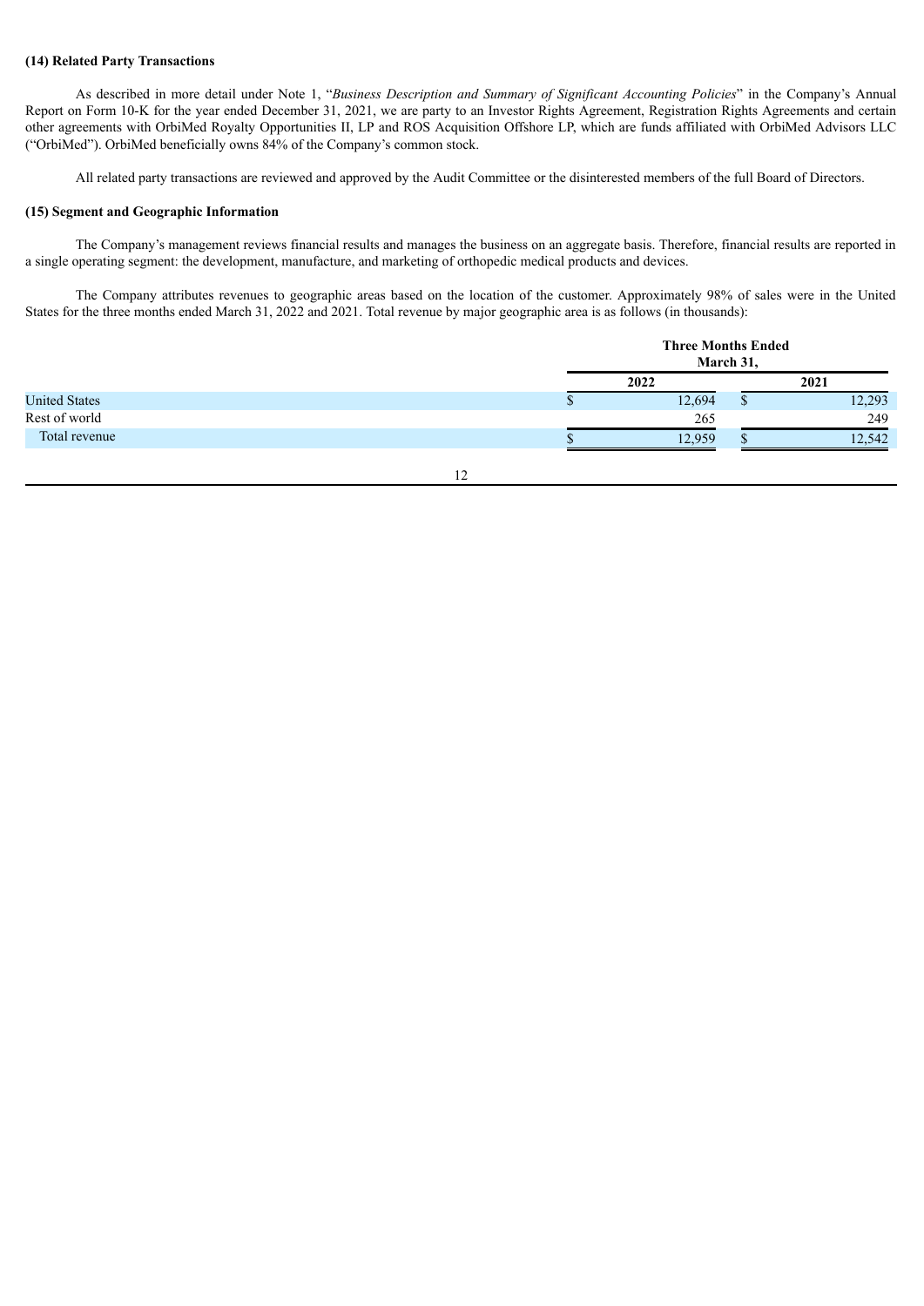**(14) Related Party Transactions**

As described in more detail under Note 1, "*Business Description and Summary of Significant Accounting Policies*" in the Company's Annual Report on Form 10-K for the year ended December 31, 2021, we are party to an Investor Rights Agreement, Registration Rights Agreements and certain other agreements with OrbiMed Royalty Opportunities II, LP and ROS Acquisition Offshore LP, which are funds affiliated with OrbiMed Advisors LLC ("OrbiMed"). OrbiMed beneficially owns 84% of the Company's common stock.

All related party transactions are reviewed and approved by the Audit Committee or the disinterested members of the full Board of Directors.

**(15) Segment and Geographic Information**

The Company's management reviews financial results and manages the business on an aggregate basis. Therefore, financial results are reported in a single operating segment: the development, manufacture, and marketing of orthopedic medical products and devices.

The Company attributes revenues to geographic areas based on the location of the customer. Approximately 98% of sales were in the United States for the three months ended March 31, 2022 and 2021. Total revenue by major geographic area is as follows (in thousands):

| | Three Months Ended March 31, | |
|---|---|---|
| | 2022 | 2021 |
| United States | $ 12,694 | $ 12,293 |
| Rest of world | 265 | 249 |
| Total revenue | $ 12,959 | $ 12,542 |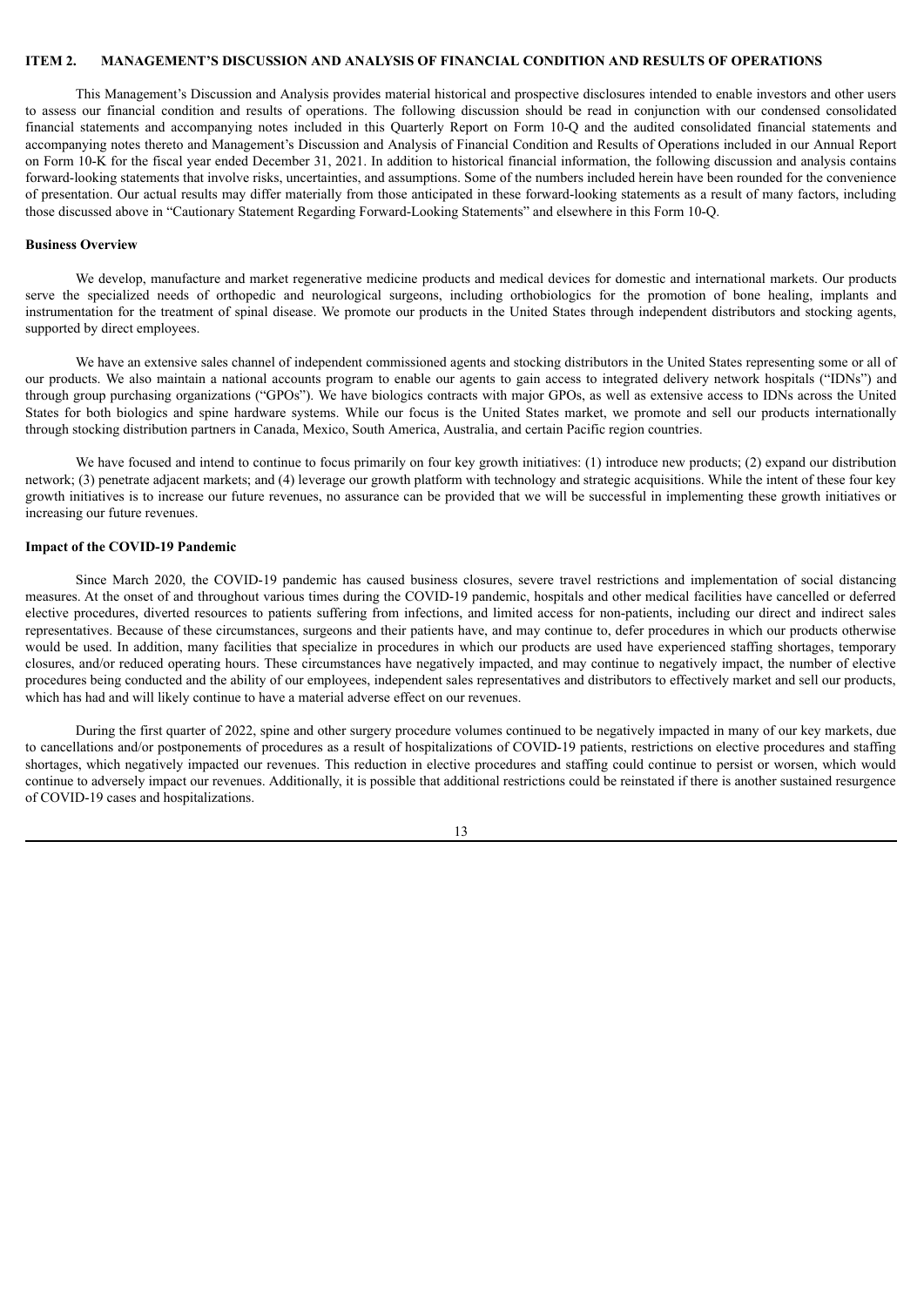## ITEM 2. MANAGEMENT'S DISCUSSION AND ANALYSIS OF FINANCIAL CONDITION AND RESULTS OF OPERATIONS

This Management's Discussion and Analysis provides material historical and prospective disclosures intended to enable investors and other users to assess our financial condition and results of operations. The following discussion should be read in conjunction with our condensed consolidated financial statements and accompanying notes included in this Quarterly Report on Form 10-Q and the audited consolidated financial statements and accompanying notes thereto and Management's Discussion and Analysis of Financial Condition and Results of Operations included in our Annual Report on Form 10-K for the fiscal year ended December 31, 2021. In addition to historical financial information, the following discussion and analysis contains forward-looking statements that involve risks, uncertainties, and assumptions. Some of the numbers included herein have been rounded for the convenience of presentation. Our actual results may differ materially from those anticipated in these forward-looking statements as a result of many factors, including those discussed above in "Cautionary Statement Regarding Forward-Looking Statements" and elsewhere in this Form 10-Q.

### Business Overview

We develop, manufacture and market regenerative medicine products and medical devices for domestic and international markets. Our products serve the specialized needs of orthopedic and neurological surgeons, including orthobiologics for the promotion of bone healing, implants and instrumentation for the treatment of spinal disease. We promote our products in the United States through independent distributors and stocking agents, supported by direct employees.

We have an extensive sales channel of independent commissioned agents and stocking distributors in the United States representing some or all of our products. We also maintain a national accounts program to enable our agents to gain access to integrated delivery network hospitals ("IDNs") and through group purchasing organizations ("GPOs"). We have biologics contracts with major GPOs, as well as extensive access to IDNs across the United States for both biologics and spine hardware systems. While our focus is the United States market, we promote and sell our products internationally through stocking distribution partners in Canada, Mexico, South America, Australia, and certain Pacific region countries.

We have focused and intend to continue to focus primarily on four key growth initiatives: (1) introduce new products; (2) expand our distribution network; (3) penetrate adjacent markets; and (4) leverage our growth platform with technology and strategic acquisitions. While the intent of these four key growth initiatives is to increase our future revenues, no assurance can be provided that we will be successful in implementing these growth initiatives or increasing our future revenues.

### Impact of the COVID-19 Pandemic

Since March 2020, the COVID-19 pandemic has caused business closures, severe travel restrictions and implementation of social distancing measures. At the onset of and throughout various times during the COVID-19 pandemic, hospitals and other medical facilities have cancelled or deferred elective procedures, diverted resources to patients suffering from infections, and limited access for non-patients, including our direct and indirect sales representatives. Because of these circumstances, surgeons and their patients have, and may continue to, defer procedures in which our products otherwise would be used. In addition, many facilities that specialize in procedures in which our products are used have experienced staffing shortages, temporary closures, and/or reduced operating hours. These circumstances have negatively impacted, and may continue to negatively impact, the number of elective procedures being conducted and the ability of our employees, independent sales representatives and distributors to effectively market and sell our products, which has had and will likely continue to have a material adverse effect on our revenues.

During the first quarter of 2022, spine and other surgery procedure volumes continued to be negatively impacted in many of our key markets, due to cancellations and/or postponements of procedures as a result of hospitalizations of COVID-19 patients, restrictions on elective procedures and staffing shortages, which negatively impacted our revenues. This reduction in elective procedures and staffing could continue to persist or worsen, which would continue to adversely impact our revenues. Additionally, it is possible that additional restrictions could be reinstated if there is another sustained resurgence of COVID-19 cases and hospitalizations.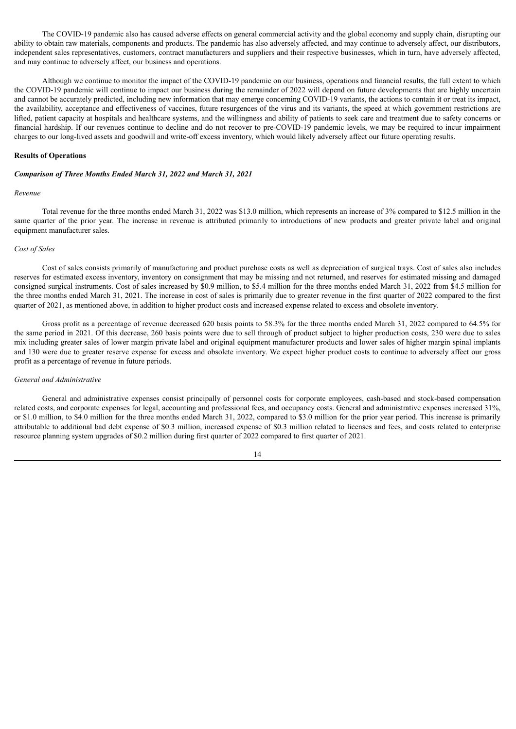The COVID-19 pandemic also has caused adverse effects on general commercial activity and the global economy and supply chain, disrupting our ability to obtain raw materials, components and products. The pandemic has also adversely affected, and may continue to adversely affect, our distributors, independent sales representatives, customers, contract manufacturers and suppliers and their respective businesses, which in turn, have adversely affected, and may continue to adversely affect, our business and operations.

Although we continue to monitor the impact of the COVID-19 pandemic on our business, operations and financial results, the full extent to which the COVID-19 pandemic will continue to impact our business during the remainder of 2022 will depend on future developments that are highly uncertain and cannot be accurately predicted, including new information that may emerge concerning COVID-19 variants, the actions to contain it or treat its impact, the availability, acceptance and effectiveness of vaccines, future resurgences of the virus and its variants, the speed at which government restrictions are lifted, patient capacity at hospitals and healthcare systems, and the willingness and ability of patients to seek care and treatment due to safety concerns or financial hardship. If our revenues continue to decline and do not recover to pre-COVID-19 pandemic levels, we may be required to incur impairment charges to our long-lived assets and goodwill and write-off excess inventory, which would likely adversely affect our future operating results.

**Results of Operations**

***Comparison of Three Months Ended March 31, 2022 and March 31, 2021***

*Revenue*

Total revenue for the three months ended March 31, 2022 was $13.0 million, which represents an increase of 3% compared to $12.5 million in the same quarter of the prior year. The increase in revenue is attributed primarily to introductions of new products and greater private label and original equipment manufacturer sales.

*Cost of Sales*

Cost of sales consists primarily of manufacturing and product purchase costs as well as depreciation of surgical trays. Cost of sales also includes reserves for estimated excess inventory, inventory on consignment that may be missing and not returned, and reserves for estimated missing and damaged consigned surgical instruments. Cost of sales increased by $0.9 million, to $5.4 million for the three months ended March 31, 2022 from $4.5 million for the three months ended March 31, 2021. The increase in cost of sales is primarily due to greater revenue in the first quarter of 2022 compared to the first quarter of 2021, as mentioned above, in addition to higher product costs and increased expense related to excess and obsolete inventory.

Gross profit as a percentage of revenue decreased 620 basis points to 58.3% for the three months ended March 31, 2022 compared to 64.5% for the same period in 2021. Of this decrease, 260 basis points were due to sell through of product subject to higher production costs, 230 were due to sales mix including greater sales of lower margin private label and original equipment manufacturer products and lower sales of higher margin spinal implants and 130 were due to greater reserve expense for excess and obsolete inventory. We expect higher product costs to continue to adversely affect our gross profit as a percentage of revenue in future periods.

*General and Administrative*

General and administrative expenses consist principally of personnel costs for corporate employees, cash-based and stock-based compensation related costs, and corporate expenses for legal, accounting and professional fees, and occupancy costs. General and administrative expenses increased 31%, or $1.0 million, to $4.0 million for the three months ended March 31, 2022, compared to $3.0 million for the prior year period. This increase is primarily attributable to additional bad debt expense of $0.3 million, increased expense of $0.3 million related to licenses and fees, and costs related to enterprise resource planning system upgrades of $0.2 million during first quarter of 2022 compared to first quarter of 2021.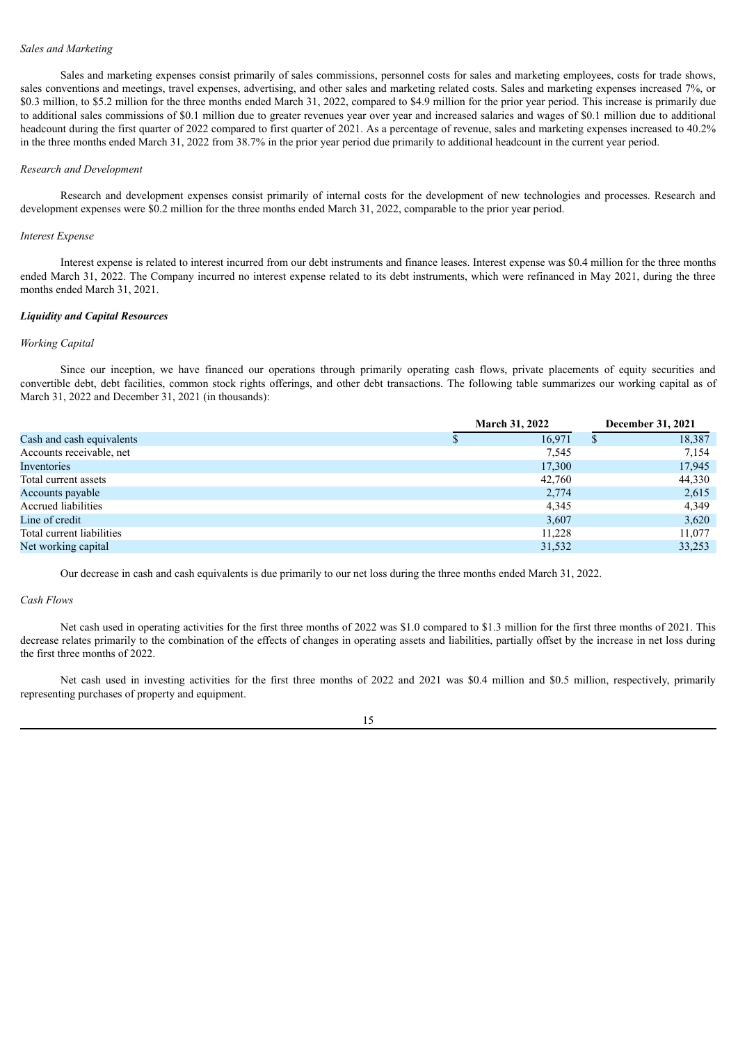*Sales and Marketing*

Sales and marketing expenses consist primarily of sales commissions, personnel costs for sales and marketing employees, costs for trade shows, sales conventions and meetings, travel expenses, advertising, and other sales and marketing related costs. Sales and marketing expenses increased 7%, or $0.3 million, to $5.2 million for the three months ended March 31, 2022, compared to $4.9 million for the prior year period. This increase is primarily due to additional sales commissions of $0.1 million due to greater revenues year over year and increased salaries and wages of $0.1 million due to additional headcount during the first quarter of 2022 compared to first quarter of 2021. As a percentage of revenue, sales and marketing expenses increased to 40.2% in the three months ended March 31, 2022 from 38.7% in the prior year period due primarily to additional headcount in the current year period.

*Research and Development*

Research and development expenses consist primarily of internal costs for the development of new technologies and processes. Research and development expenses were $0.2 million for the three months ended March 31, 2022, comparable to the prior year period.

*Interest Expense*

Interest expense is related to interest incurred from our debt instruments and finance leases. Interest expense was $0.4 million for the three months ended March 31, 2022. The Company incurred no interest expense related to its debt instruments, which were refinanced in May 2021, during the three months ended March 31, 2021.

***Liquidity and Capital Resources***

*Working Capital*

Since our inception, we have financed our operations through primarily operating cash flows, private placements of equity securities and convertible debt, debt facilities, common stock rights offerings, and other debt transactions. The following table summarizes our working capital as of March 31, 2022 and December 31, 2021 (in thousands):

| | March 31, 2022 | December 31, 2021 |
|---|---|---|
| Cash and cash equivalents | $ 16,971 | $ 18,387 |
| Accounts receivable, net | 7,545 | 7,154 |
| Inventories | 17,300 | 17,945 |
| Total current assets | 42,760 | 44,330 |
| Accounts payable | 2,774 | 2,615 |
| Accrued liabilities | 4,345 | 4,349 |
| Line of credit | 3,607 | 3,620 |
| Total current liabilities | 11,228 | 11,077 |
| Net working capital | 31,532 | 33,253 |

Our decrease in cash and cash equivalents is due primarily to our net loss during the three months ended March 31, 2022.

*Cash Flows*

Net cash used in operating activities for the first three months of 2022 was $1.0 compared to $1.3 million for the first three months of 2021. This decrease relates primarily to the combination of the effects of changes in operating assets and liabilities, partially offset by the increase in net loss during the first three months of 2022.

Net cash used in investing activities for the first three months of 2022 and 2021 was $0.4 million and $0.5 million, respectively, primarily representing purchases of property and equipment.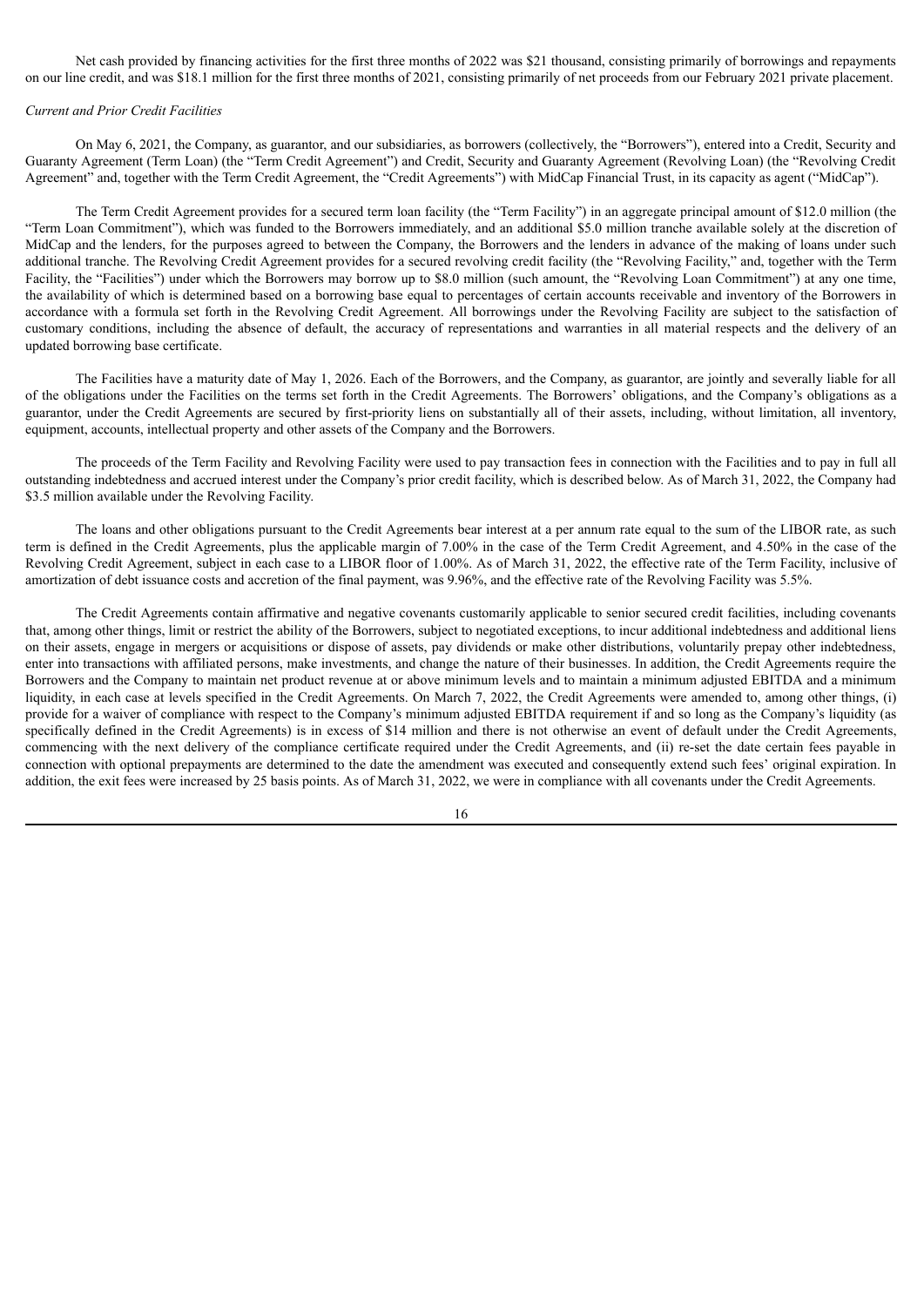Net cash provided by financing activities for the first three months of 2022 was $21 thousand, consisting primarily of borrowings and repayments on our line credit, and was $18.1 million for the first three months of 2021, consisting primarily of net proceeds from our February 2021 private placement.

*Current and Prior Credit Facilities*

On May 6, 2021, the Company, as guarantor, and our subsidiaries, as borrowers (collectively, the "Borrowers"), entered into a Credit, Security and Guaranty Agreement (Term Loan) (the "Term Credit Agreement") and Credit, Security and Guaranty Agreement (Revolving Loan) (the "Revolving Credit Agreement" and, together with the Term Credit Agreement, the "Credit Agreements") with MidCap Financial Trust, in its capacity as agent ("MidCap").

The Term Credit Agreement provides for a secured term loan facility (the "Term Facility") in an aggregate principal amount of $12.0 million (the "Term Loan Commitment"), which was funded to the Borrowers immediately, and an additional $5.0 million tranche available solely at the discretion of MidCap and the lenders, for the purposes agreed to between the Company, the Borrowers and the lenders in advance of the making of loans under such additional tranche. The Revolving Credit Agreement provides for a secured revolving credit facility (the "Revolving Facility," and, together with the Term Facility, the "Facilities") under which the Borrowers may borrow up to $8.0 million (such amount, the "Revolving Loan Commitment") at any one time, the availability of which is determined based on a borrowing base equal to percentages of certain accounts receivable and inventory of the Borrowers in accordance with a formula set forth in the Revolving Credit Agreement. All borrowings under the Revolving Facility are subject to the satisfaction of customary conditions, including the absence of default, the accuracy of representations and warranties in all material respects and the delivery of an updated borrowing base certificate.

The Facilities have a maturity date of May 1, 2026. Each of the Borrowers, and the Company, as guarantor, are jointly and severally liable for all of the obligations under the Facilities on the terms set forth in the Credit Agreements. The Borrowers' obligations, and the Company's obligations as a guarantor, under the Credit Agreements are secured by first-priority liens on substantially all of their assets, including, without limitation, all inventory, equipment, accounts, intellectual property and other assets of the Company and the Borrowers.

The proceeds of the Term Facility and Revolving Facility were used to pay transaction fees in connection with the Facilities and to pay in full all outstanding indebtedness and accrued interest under the Company's prior credit facility, which is described below. As of March 31, 2022, the Company had $3.5 million available under the Revolving Facility.

The loans and other obligations pursuant to the Credit Agreements bear interest at a per annum rate equal to the sum of the LIBOR rate, as such term is defined in the Credit Agreements, plus the applicable margin of 7.00% in the case of the Term Credit Agreement, and 4.50% in the case of the Revolving Credit Agreement, subject in each case to a LIBOR floor of 1.00%. As of March 31, 2022, the effective rate of the Term Facility, inclusive of amortization of debt issuance costs and accretion of the final payment, was 9.96%, and the effective rate of the Revolving Facility was 5.5%.

The Credit Agreements contain affirmative and negative covenants customarily applicable to senior secured credit facilities, including covenants that, among other things, limit or restrict the ability of the Borrowers, subject to negotiated exceptions, to incur additional indebtedness and additional liens on their assets, engage in mergers or acquisitions or dispose of assets, pay dividends or make other distributions, voluntarily prepay other indebtedness, enter into transactions with affiliated persons, make investments, and change the nature of their businesses. In addition, the Credit Agreements require the Borrowers and the Company to maintain net product revenue at or above minimum levels and to maintain a minimum adjusted EBITDA and a minimum liquidity, in each case at levels specified in the Credit Agreements. On March 7, 2022, the Credit Agreements were amended to, among other things, (i) provide for a waiver of compliance with respect to the Company's minimum adjusted EBITDA requirement if and so long as the Company's liquidity (as specifically defined in the Credit Agreements) is in excess of $14 million and there is not otherwise an event of default under the Credit Agreements, commencing with the next delivery of the compliance certificate required under the Credit Agreements, and (ii) re-set the date certain fees payable in connection with optional prepayments are determined to the date the amendment was executed and consequently extend such fees' original expiration. In addition, the exit fees were increased by 25 basis points. As of March 31, 2022, we were in compliance with all covenants under the Credit Agreements.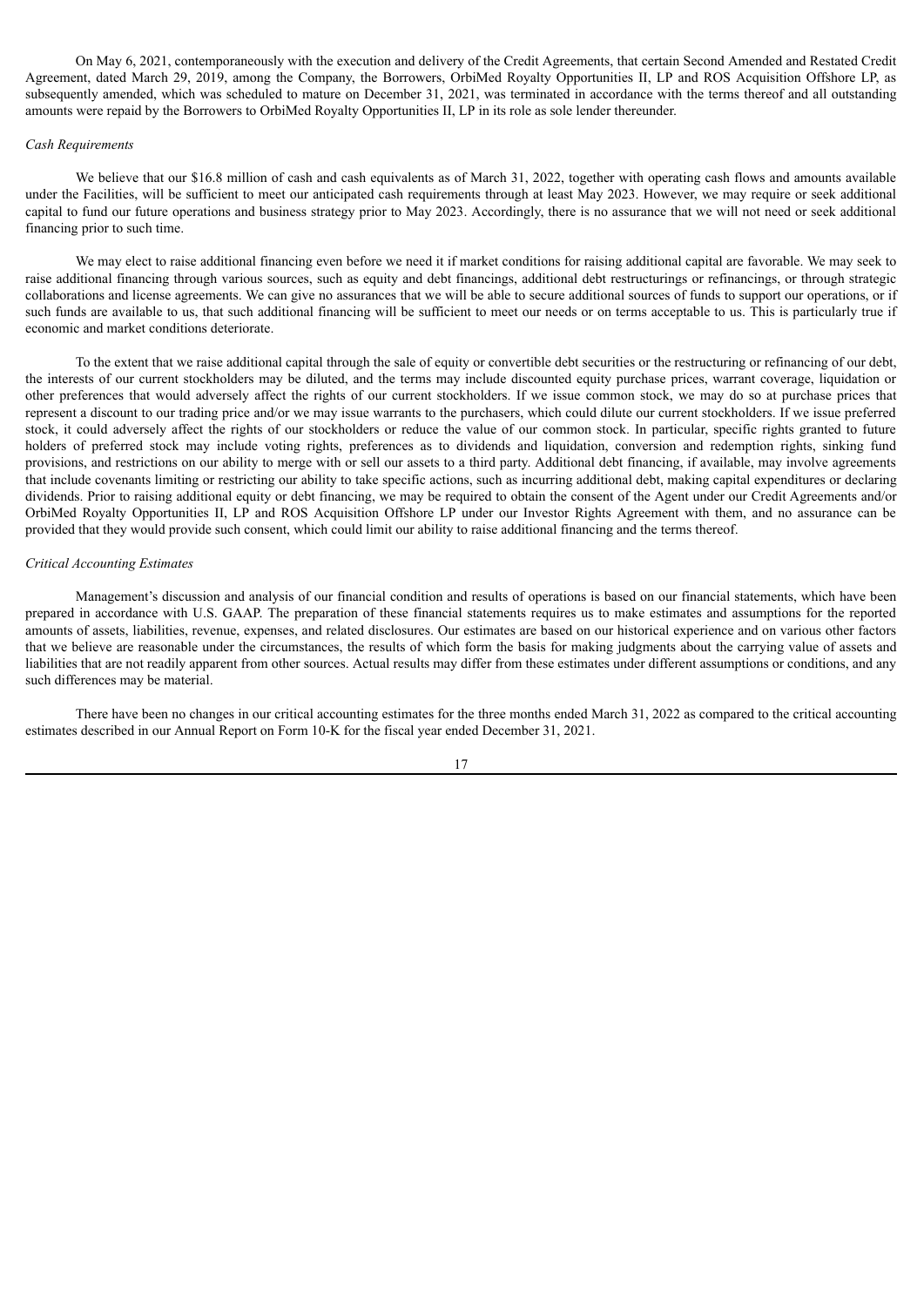On May 6, 2021, contemporaneously with the execution and delivery of the Credit Agreements, that certain Second Amended and Restated Credit Agreement, dated March 29, 2019, among the Company, the Borrowers, OrbiMed Royalty Opportunities II, LP and ROS Acquisition Offshore LP, as subsequently amended, which was scheduled to mature on December 31, 2021, was terminated in accordance with the terms thereof and all outstanding amounts were repaid by the Borrowers to OrbiMed Royalty Opportunities II, LP in its role as sole lender thereunder.

*Cash Requirements*

We believe that our $16.8 million of cash and cash equivalents as of March 31, 2022, together with operating cash flows and amounts available under the Facilities, will be sufficient to meet our anticipated cash requirements through at least May 2023. However, we may require or seek additional capital to fund our future operations and business strategy prior to May 2023. Accordingly, there is no assurance that we will not need or seek additional financing prior to such time.

We may elect to raise additional financing even before we need it if market conditions for raising additional capital are favorable. We may seek to raise additional financing through various sources, such as equity and debt financings, additional debt restructurings or refinancings, or through strategic collaborations and license agreements. We can give no assurances that we will be able to secure additional sources of funds to support our operations, or if such funds are available to us, that such additional financing will be sufficient to meet our needs or on terms acceptable to us. This is particularly true if economic and market conditions deteriorate.

To the extent that we raise additional capital through the sale of equity or convertible debt securities or the restructuring or refinancing of our debt, the interests of our current stockholders may be diluted, and the terms may include discounted equity purchase prices, warrant coverage, liquidation or other preferences that would adversely affect the rights of our current stockholders. If we issue common stock, we may do so at purchase prices that represent a discount to our trading price and/or we may issue warrants to the purchasers, which could dilute our current stockholders. If we issue preferred stock, it could adversely affect the rights of our stockholders or reduce the value of our common stock. In particular, specific rights granted to future holders of preferred stock may include voting rights, preferences as to dividends and liquidation, conversion and redemption rights, sinking fund provisions, and restrictions on our ability to merge with or sell our assets to a third party. Additional debt financing, if available, may involve agreements that include covenants limiting or restricting our ability to take specific actions, such as incurring additional debt, making capital expenditures or declaring dividends. Prior to raising additional equity or debt financing, we may be required to obtain the consent of the Agent under our Credit Agreements and/or OrbiMed Royalty Opportunities II, LP and ROS Acquisition Offshore LP under our Investor Rights Agreement with them, and no assurance can be provided that they would provide such consent, which could limit our ability to raise additional financing and the terms thereof.

*Critical Accounting Estimates*

Management's discussion and analysis of our financial condition and results of operations is based on our financial statements, which have been prepared in accordance with U.S. GAAP. The preparation of these financial statements requires us to make estimates and assumptions for the reported amounts of assets, liabilities, revenue, expenses, and related disclosures. Our estimates are based on our historical experience and on various other factors that we believe are reasonable under the circumstances, the results of which form the basis for making judgments about the carrying value of assets and liabilities that are not readily apparent from other sources. Actual results may differ from these estimates under different assumptions or conditions, and any such differences may be material.

There have been no changes in our critical accounting estimates for the three months ended March 31, 2022 as compared to the critical accounting estimates described in our Annual Report on Form 10-K for the fiscal year ended December 31, 2021.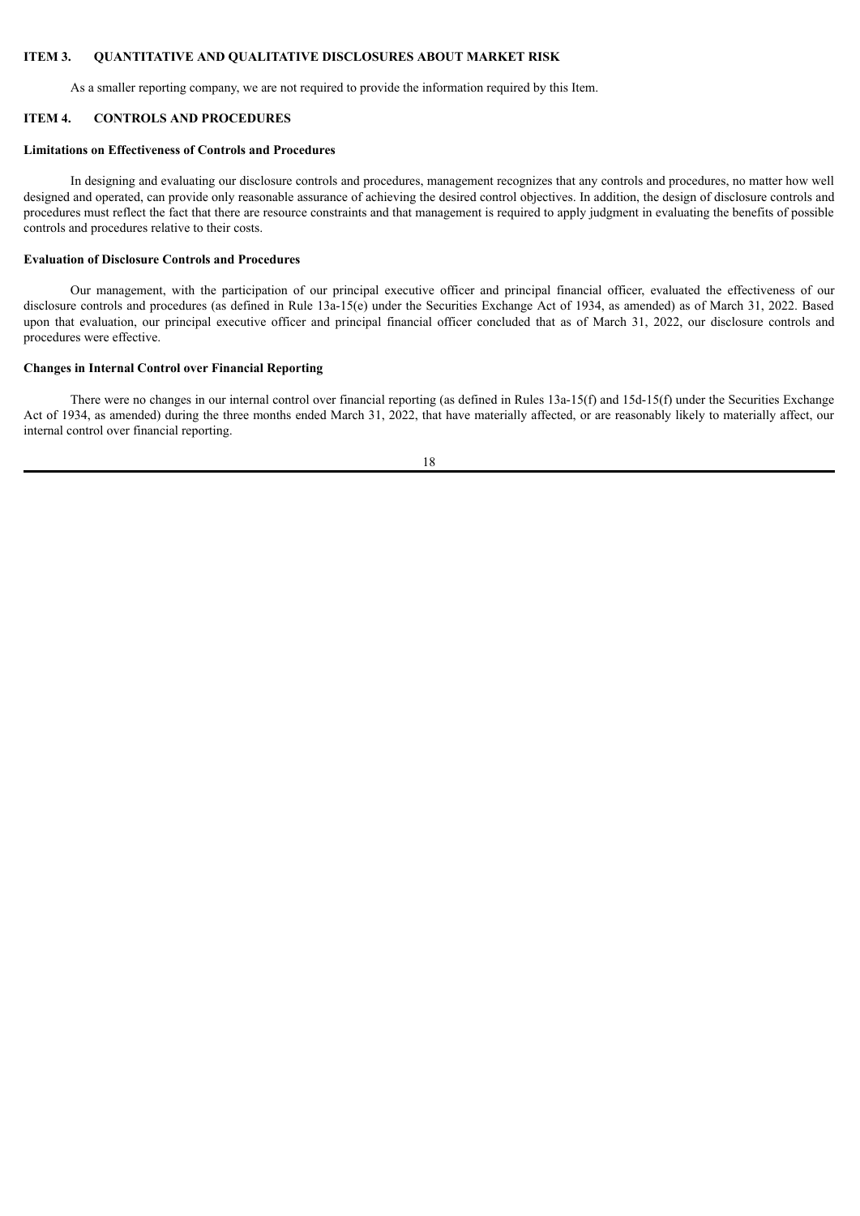## ITEM 3. QUANTITATIVE AND QUALITATIVE DISCLOSURES ABOUT MARKET RISK

As a smaller reporting company, we are not required to provide the information required by this Item.

## ITEM 4. CONTROLS AND PROCEDURES

### Limitations on Effectiveness of Controls and Procedures

In designing and evaluating our disclosure controls and procedures, management recognizes that any controls and procedures, no matter how well designed and operated, can provide only reasonable assurance of achieving the desired control objectives. In addition, the design of disclosure controls and procedures must reflect the fact that there are resource constraints and that management is required to apply judgment in evaluating the benefits of possible controls and procedures relative to their costs.

### Evaluation of Disclosure Controls and Procedures

Our management, with the participation of our principal executive officer and principal financial officer, evaluated the effectiveness of our disclosure controls and procedures (as defined in Rule 13a-15(e) under the Securities Exchange Act of 1934, as amended) as of March 31, 2022. Based upon that evaluation, our principal executive officer and principal financial officer concluded that as of March 31, 2022, our disclosure controls and procedures were effective.

### Changes in Internal Control over Financial Reporting

There were no changes in our internal control over financial reporting (as defined in Rules 13a-15(f) and 15d-15(f) under the Securities Exchange Act of 1934, as amended) during the three months ended March 31, 2022, that have materially affected, or are reasonably likely to materially affect, our internal control over financial reporting.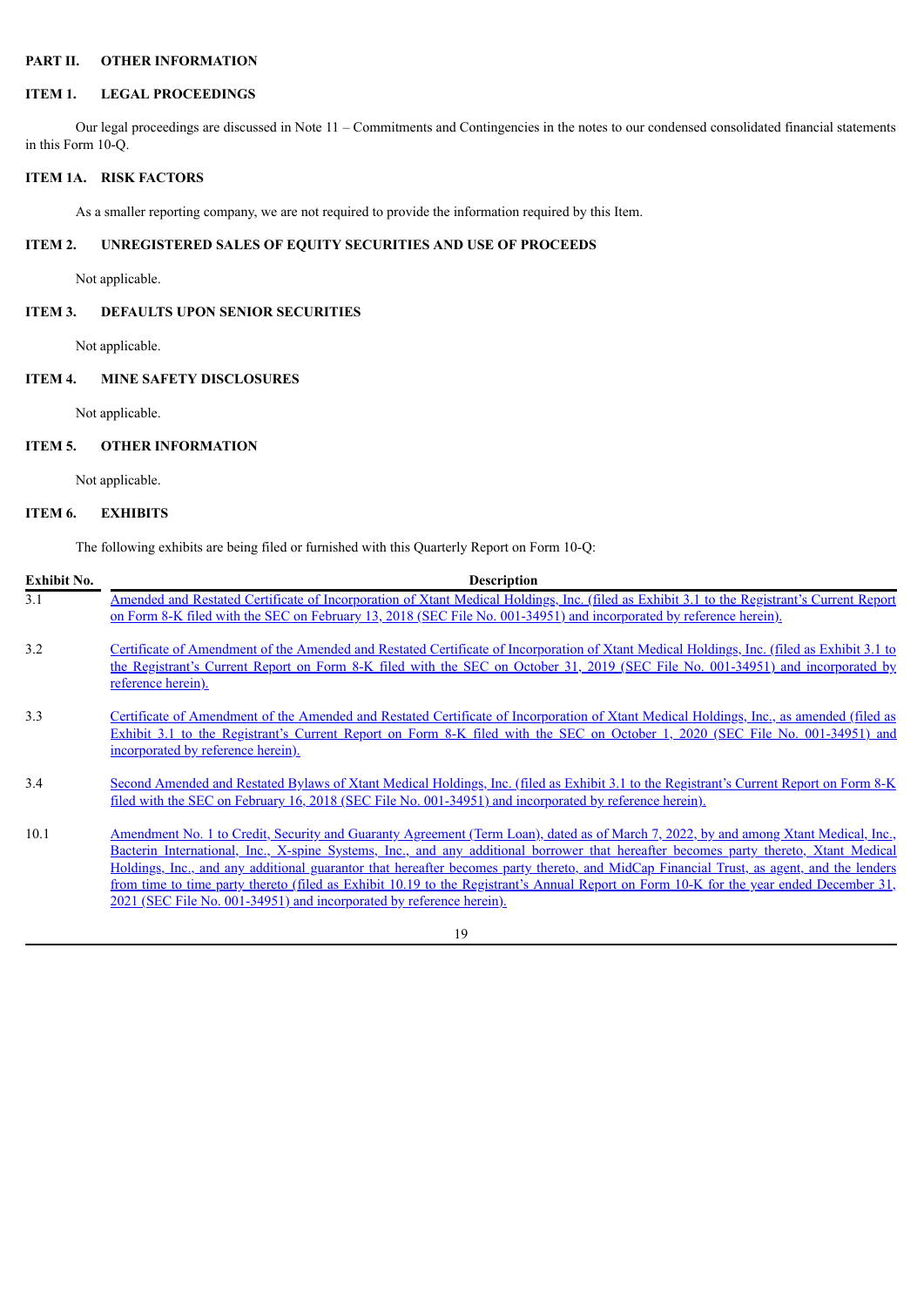## PART II. OTHER INFORMATION

### ITEM 1. LEGAL PROCEEDINGS

Our legal proceedings are discussed in Note 11 – Commitments and Contingencies in the notes to our condensed consolidated financial statements in this Form 10-Q.

### ITEM 1A. RISK FACTORS

As a smaller reporting company, we are not required to provide the information required by this Item.

### ITEM 2. UNREGISTERED SALES OF EQUITY SECURITIES AND USE OF PROCEEDS

Not applicable.

### ITEM 3. DEFAULTS UPON SENIOR SECURITIES

Not applicable.

### ITEM 4. MINE SAFETY DISCLOSURES

Not applicable.

### ITEM 5. OTHER INFORMATION

Not applicable.

### ITEM 6. EXHIBITS

The following exhibits are being filed or furnished with this Quarterly Report on Form 10-Q:

| Exhibit No. | Description |
|---|---|
| 3.1 | Amended and Restated Certificate of Incorporation of Xtant Medical Holdings, Inc. (filed as Exhibit 3.1 to the Registrant's Current Report on Form 8-K filed with the SEC on February 13, 2018 (SEC File No. 001-34951) and incorporated by reference herein). |
| 3.2 | Certificate of Amendment of the Amended and Restated Certificate of Incorporation of Xtant Medical Holdings, Inc. (filed as Exhibit 3.1 to the Registrant's Current Report on Form 8-K filed with the SEC on October 31, 2019 (SEC File No. 001-34951) and incorporated by reference herein). |
| 3.3 | Certificate of Amendment of the Amended and Restated Certificate of Incorporation of Xtant Medical Holdings, Inc., as amended (filed as Exhibit 3.1 to the Registrant's Current Report on Form 8-K filed with the SEC on October 1, 2020 (SEC File No. 001-34951) and incorporated by reference herein). |
| 3.4 | Second Amended and Restated Bylaws of Xtant Medical Holdings, Inc. (filed as Exhibit 3.1 to the Registrant's Current Report on Form 8-K filed with the SEC on February 16, 2018 (SEC File No. 001-34951) and incorporated by reference herein). |
| 10.1 | Amendment No. 1 to Credit, Security and Guaranty Agreement (Term Loan), dated as of March 7, 2022, by and among Xtant Medical, Inc., Bacterin International, Inc., X-spine Systems, Inc., and any additional borrower that hereafter becomes party thereto, Xtant Medical Holdings, Inc., and any additional guarantor that hereafter becomes party thereto, and MidCap Financial Trust, as agent, and the lenders from time to time party thereto (filed as Exhibit 10.19 to the Registrant's Annual Report on Form 10-K for the year ended December 31, 2021 (SEC File No. 001-34951) and incorporated by reference herein). |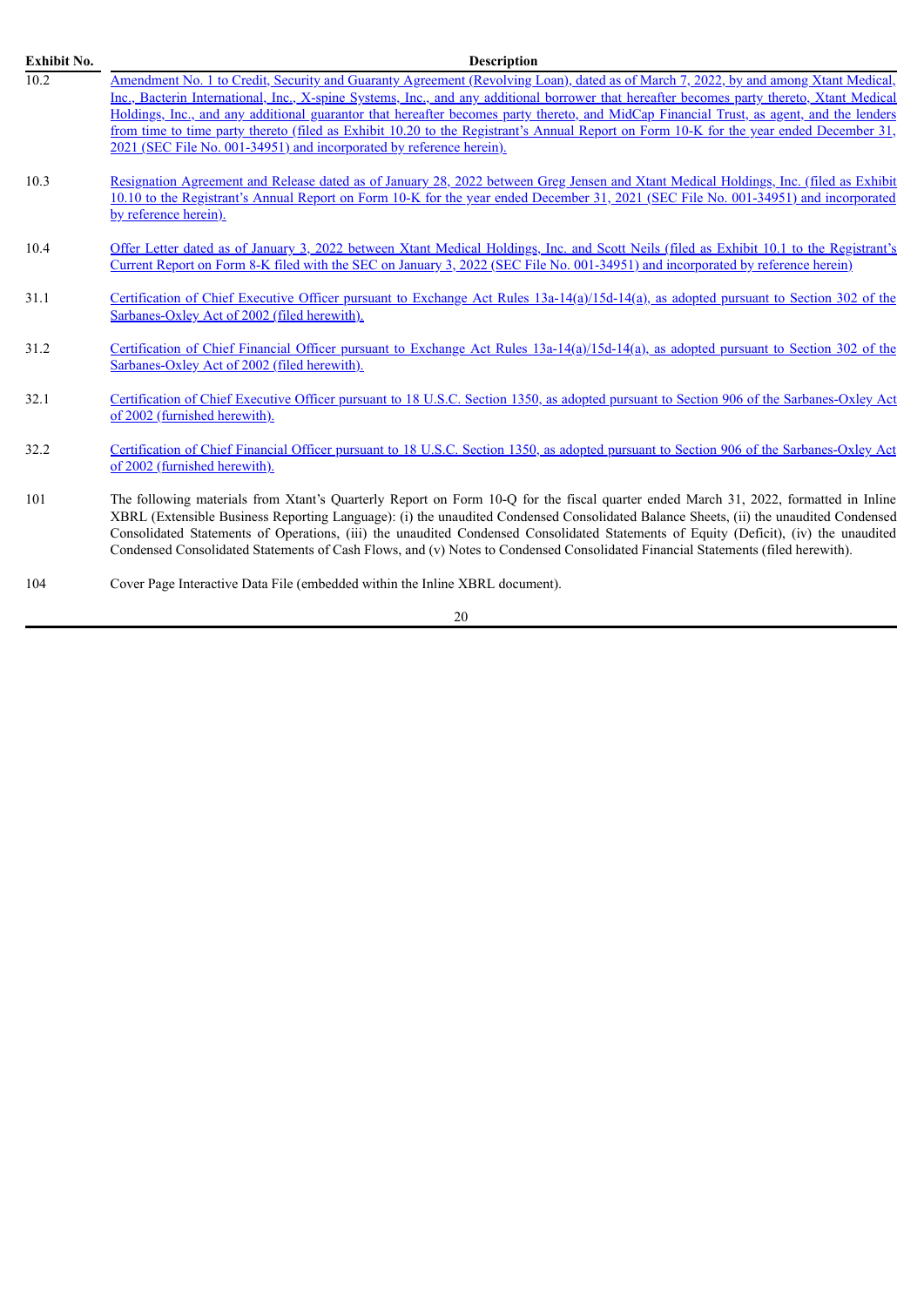| Exhibit No. | Description |
|---|---|
| 10.2 | Amendment No. 1 to Credit, Security and Guaranty Agreement (Revolving Loan), dated as of March 7, 2022, by and among Xtant Medical, Inc., Bacterin International, Inc., X-spine Systems, Inc., and any additional borrower that hereafter becomes party thereto, Xtant Medical Holdings, Inc., and any additional guarantor that hereafter becomes party thereto, and MidCap Financial Trust, as agent, and the lenders from time to time party thereto (filed as Exhibit 10.20 to the Registrant's Annual Report on Form 10-K for the year ended December 31, 2021 (SEC File No. 001-34951) and incorporated by reference herein). |
| 10.3 | Resignation Agreement and Release dated as of January 28, 2022 between Greg Jensen and Xtant Medical Holdings, Inc. (filed as Exhibit 10.10 to the Registrant's Annual Report on Form 10-K for the year ended December 31, 2021 (SEC File No. 001-34951) and incorporated by reference herein). |
| 10.4 | Offer Letter dated as of January 3, 2022 between Xtant Medical Holdings, Inc. and Scott Neils (filed as Exhibit 10.1 to the Registrant's Current Report on Form 8-K filed with the SEC on January 3, 2022 (SEC File No. 001-34951) and incorporated by reference herein) |
| 31.1 | Certification of Chief Executive Officer pursuant to Exchange Act Rules 13a-14(a)/15d-14(a), as adopted pursuant to Section 302 of the Sarbanes-Oxley Act of 2002 (filed herewith). |
| 31.2 | Certification of Chief Financial Officer pursuant to Exchange Act Rules 13a-14(a)/15d-14(a), as adopted pursuant to Section 302 of the Sarbanes-Oxley Act of 2002 (filed herewith). |
| 32.1 | Certification of Chief Executive Officer pursuant to 18 U.S.C. Section 1350, as adopted pursuant to Section 906 of the Sarbanes-Oxley Act of 2002 (furnished herewith). |
| 32.2 | Certification of Chief Financial Officer pursuant to 18 U.S.C. Section 1350, as adopted pursuant to Section 906 of the Sarbanes-Oxley Act of 2002 (furnished herewith). |
| 101 | The following materials from Xtant's Quarterly Report on Form 10-Q for the fiscal quarter ended March 31, 2022, formatted in Inline XBRL (Extensible Business Reporting Language): (i) the unaudited Condensed Consolidated Balance Sheets, (ii) the unaudited Condensed Consolidated Statements of Operations, (iii) the unaudited Condensed Consolidated Statements of Equity (Deficit), (iv) the unaudited Condensed Consolidated Statements of Cash Flows, and (v) Notes to Condensed Consolidated Financial Statements (filed herewith). |
| 104 | Cover Page Interactive Data File (embedded within the Inline XBRL document). |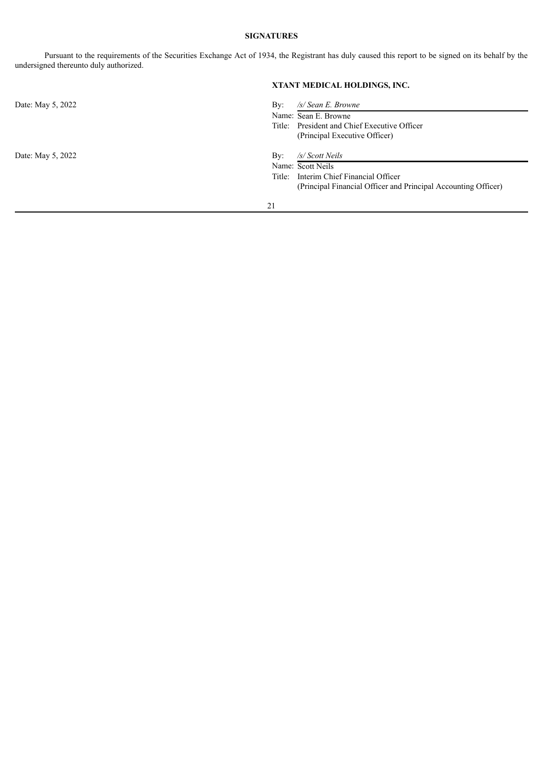**SIGNATURES**

Pursuant to the requirements of the Securities Exchange Act of 1934, the Registrant has duly caused this report to be signed on its behalf by the undersigned thereunto duly authorized.

**XTANT MEDICAL HOLDINGS, INC.**

| | |
|---|---|
| Date: May 5, 2022 | By: */s/ Sean E. Browne* |
| | Name: Sean E. Browne |
| | Title: President and Chief Executive Officer (Principal Executive Officer) |
| Date: May 5, 2022 | By: */s/ Scott Neils* |
| | Name: Scott Neils |
| | Title: Interim Chief Financial Officer (Principal Financial Officer and Principal Accounting Officer) |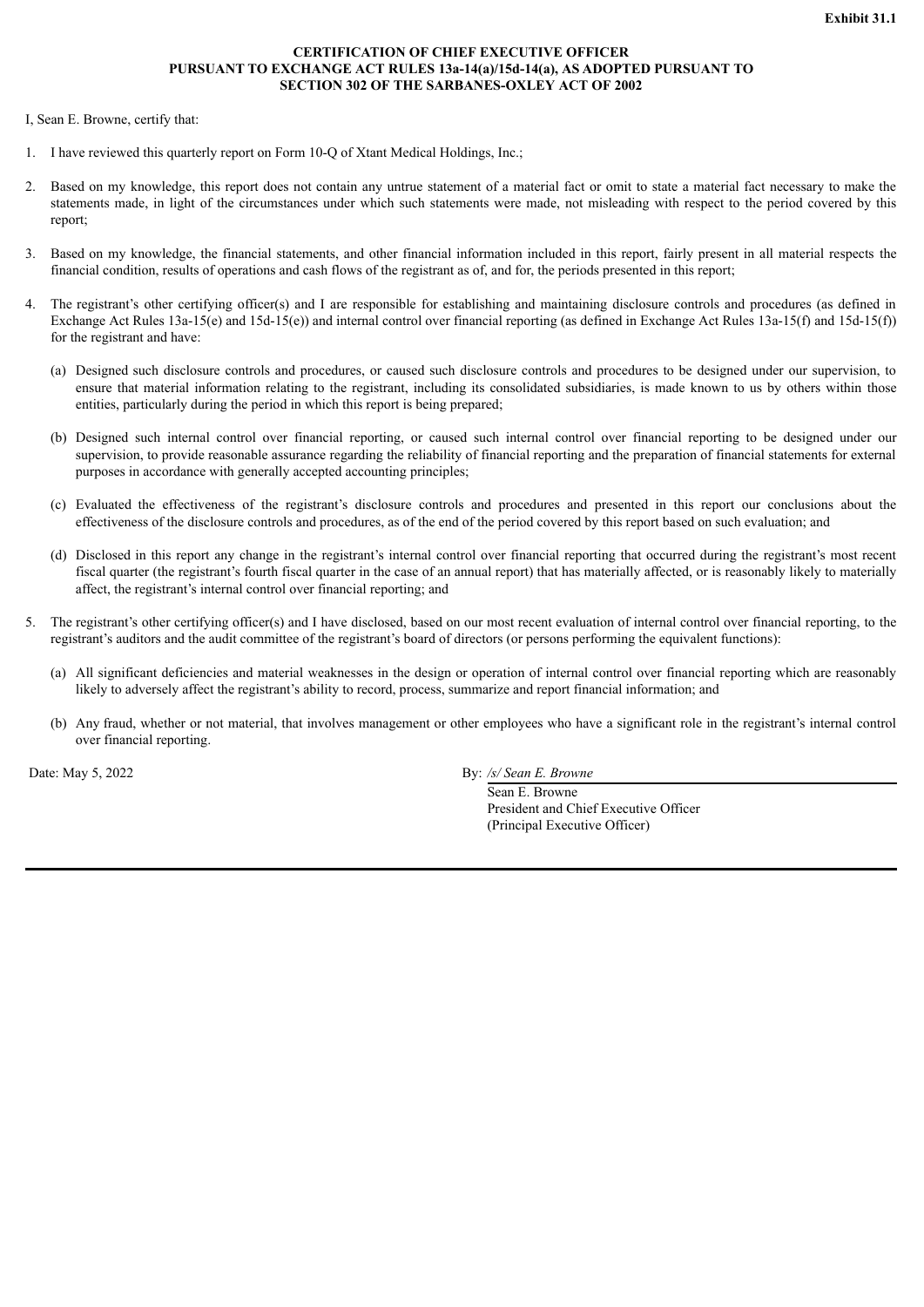**Exhibit 31.1**

**CERTIFICATION OF CHIEF EXECUTIVE OFFICER
PURSUANT TO EXCHANGE ACT RULES 13a-14(a)/15d-14(a), AS ADOPTED PURSUANT TO
SECTION 302 OF THE SARBANES-OXLEY ACT OF 2002**

I, Sean E. Browne, certify that:

1. I have reviewed this quarterly report on Form 10-Q of Xtant Medical Holdings, Inc.;

2. Based on my knowledge, this report does not contain any untrue statement of a material fact or omit to state a material fact necessary to make the statements made, in light of the circumstances under which such statements were made, not misleading with respect to the period covered by this report;

3. Based on my knowledge, the financial statements, and other financial information included in this report, fairly present in all material respects the financial condition, results of operations and cash flows of the registrant as of, and for, the periods presented in this report;

4. The registrant's other certifying officer(s) and I are responsible for establishing and maintaining disclosure controls and procedures (as defined in Exchange Act Rules 13a-15(e) and 15d-15(e)) and internal control over financial reporting (as defined in Exchange Act Rules 13a-15(f) and 15d-15(f)) for the registrant and have:

   (a) Designed such disclosure controls and procedures, or caused such disclosure controls and procedures to be designed under our supervision, to ensure that material information relating to the registrant, including its consolidated subsidiaries, is made known to us by others within those entities, particularly during the period in which this report is being prepared;

   (b) Designed such internal control over financial reporting, or caused such internal control over financial reporting to be designed under our supervision, to provide reasonable assurance regarding the reliability of financial reporting and the preparation of financial statements for external purposes in accordance with generally accepted accounting principles;

   (c) Evaluated the effectiveness of the registrant's disclosure controls and procedures and presented in this report our conclusions about the effectiveness of the disclosure controls and procedures, as of the end of the period covered by this report based on such evaluation; and

   (d) Disclosed in this report any change in the registrant's internal control over financial reporting that occurred during the registrant's most recent fiscal quarter (the registrant's fourth fiscal quarter in the case of an annual report) that has materially affected, or is reasonably likely to materially affect, the registrant's internal control over financial reporting; and

5. The registrant's other certifying officer(s) and I have disclosed, based on our most recent evaluation of internal control over financial reporting, to the registrant's auditors and the audit committee of the registrant's board of directors (or persons performing the equivalent functions):

   (a) All significant deficiencies and material weaknesses in the design or operation of internal control over financial reporting which are reasonably likely to adversely affect the registrant's ability to record, process, summarize and report financial information; and

   (b) Any fraud, whether or not material, that involves management or other employees who have a significant role in the registrant's internal control over financial reporting.

Date: May 5, 2022

By: */s/ Sean E. Browne*

Sean E. Browne
President and Chief Executive Officer
(Principal Executive Officer)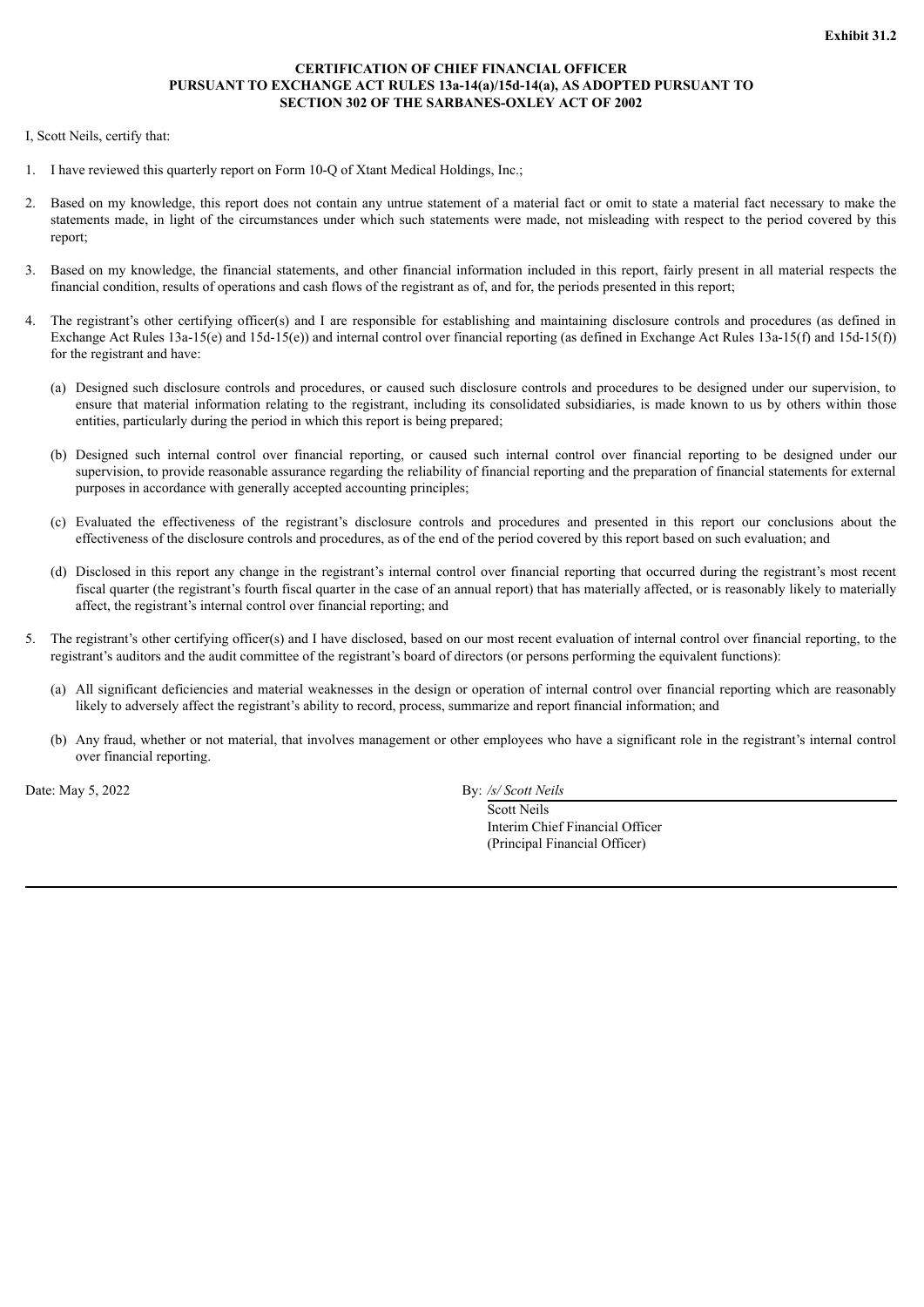**Exhibit 31.2**

**CERTIFICATION OF CHIEF FINANCIAL OFFICER**
**PURSUANT TO EXCHANGE ACT RULES 13a-14(a)/15d-14(a), AS ADOPTED PURSUANT TO**
**SECTION 302 OF THE SARBANES-OXLEY ACT OF 2002**

I, Scott Neils, certify that:

1. I have reviewed this quarterly report on Form 10-Q of Xtant Medical Holdings, Inc.;

2. Based on my knowledge, this report does not contain any untrue statement of a material fact or omit to state a material fact necessary to make the statements made, in light of the circumstances under which such statements were made, not misleading with respect to the period covered by this report;

3. Based on my knowledge, the financial statements, and other financial information included in this report, fairly present in all material respects the financial condition, results of operations and cash flows of the registrant as of, and for, the periods presented in this report;

4. The registrant's other certifying officer(s) and I are responsible for establishing and maintaining disclosure controls and procedures (as defined in Exchange Act Rules 13a-15(e) and 15d-15(e)) and internal control over financial reporting (as defined in Exchange Act Rules 13a-15(f) and 15d-15(f)) for the registrant and have:

   (a) Designed such disclosure controls and procedures, or caused such disclosure controls and procedures to be designed under our supervision, to ensure that material information relating to the registrant, including its consolidated subsidiaries, is made known to us by others within those entities, particularly during the period in which this report is being prepared;

   (b) Designed such internal control over financial reporting, or caused such internal control over financial reporting to be designed under our supervision, to provide reasonable assurance regarding the reliability of financial reporting and the preparation of financial statements for external purposes in accordance with generally accepted accounting principles;

   (c) Evaluated the effectiveness of the registrant's disclosure controls and procedures and presented in this report our conclusions about the effectiveness of the disclosure controls and procedures, as of the end of the period covered by this report based on such evaluation; and

   (d) Disclosed in this report any change in the registrant's internal control over financial reporting that occurred during the registrant's most recent fiscal quarter (the registrant's fourth fiscal quarter in the case of an annual report) that has materially affected, or is reasonably likely to materially affect, the registrant's internal control over financial reporting; and

5. The registrant's other certifying officer(s) and I have disclosed, based on our most recent evaluation of internal control over financial reporting, to the registrant's auditors and the audit committee of the registrant's board of directors (or persons performing the equivalent functions):

   (a) All significant deficiencies and material weaknesses in the design or operation of internal control over financial reporting which are reasonably likely to adversely affect the registrant's ability to record, process, summarize and report financial information; and

   (b) Any fraud, whether or not material, that involves management or other employees who have a significant role in the registrant's internal control over financial reporting.

Date: May 5, 2022

By: */s/ Scott Neils*
Scott Neils
Interim Chief Financial Officer
(Principal Financial Officer)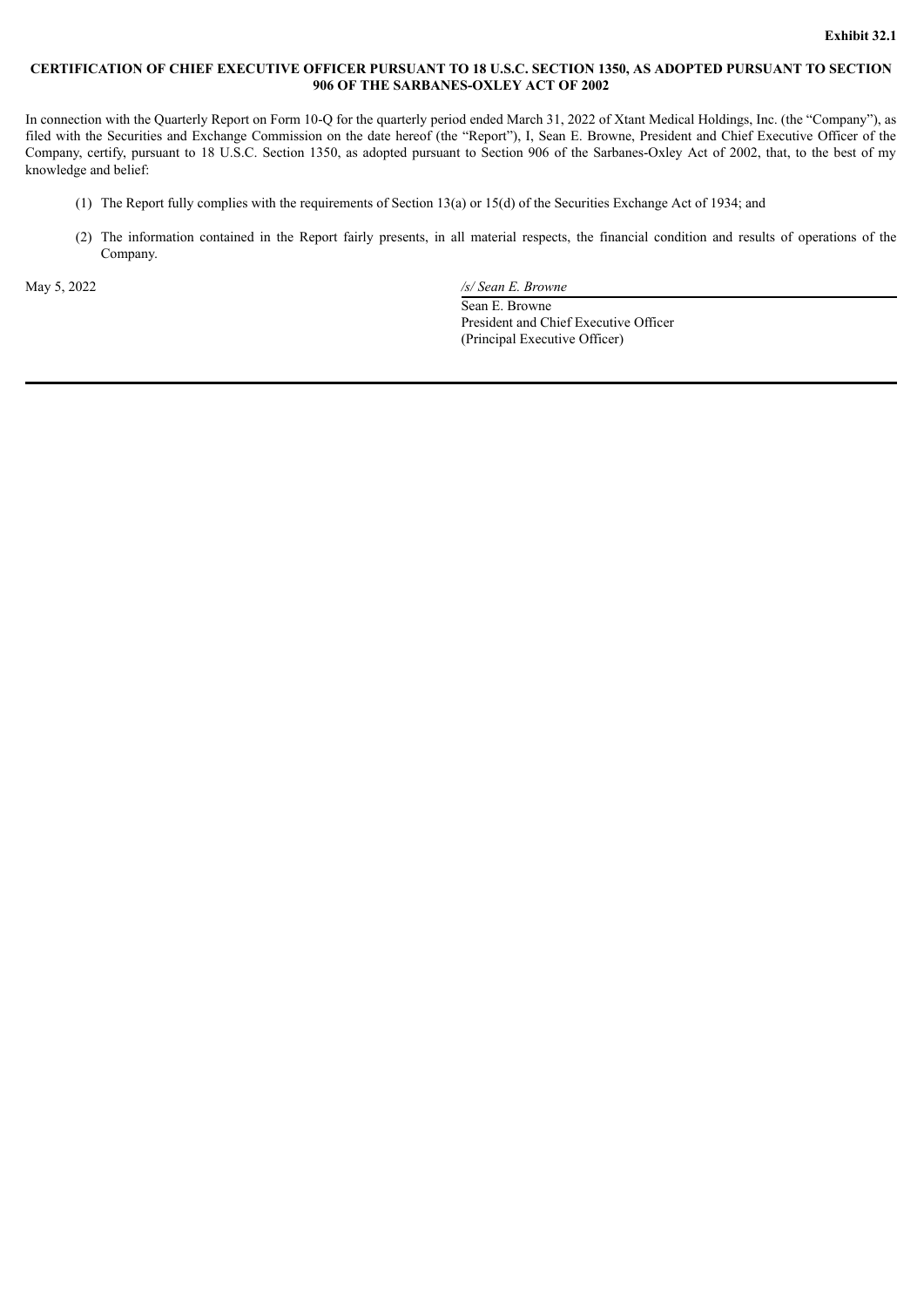**Exhibit 32.1**

**CERTIFICATION OF CHIEF EXECUTIVE OFFICER PURSUANT TO 18 U.S.C. SECTION 1350, AS ADOPTED PURSUANT TO SECTION 906 OF THE SARBANES-OXLEY ACT OF 2002**

In connection with the Quarterly Report on Form 10-Q for the quarterly period ended March 31, 2022 of Xtant Medical Holdings, Inc. (the "Company"), as filed with the Securities and Exchange Commission on the date hereof (the "Report"), I, Sean E. Browne, President and Chief Executive Officer of the Company, certify, pursuant to 18 U.S.C. Section 1350, as adopted pursuant to Section 906 of the Sarbanes-Oxley Act of 2002, that, to the best of my knowledge and belief:

(1) The Report fully complies with the requirements of Section 13(a) or 15(d) of the Securities Exchange Act of 1934; and

(2) The information contained in the Report fairly presents, in all material respects, the financial condition and results of operations of the Company.

May 5, 2022

*/s/ Sean E. Browne*

Sean E. Browne
President and Chief Executive Officer
(Principal Executive Officer)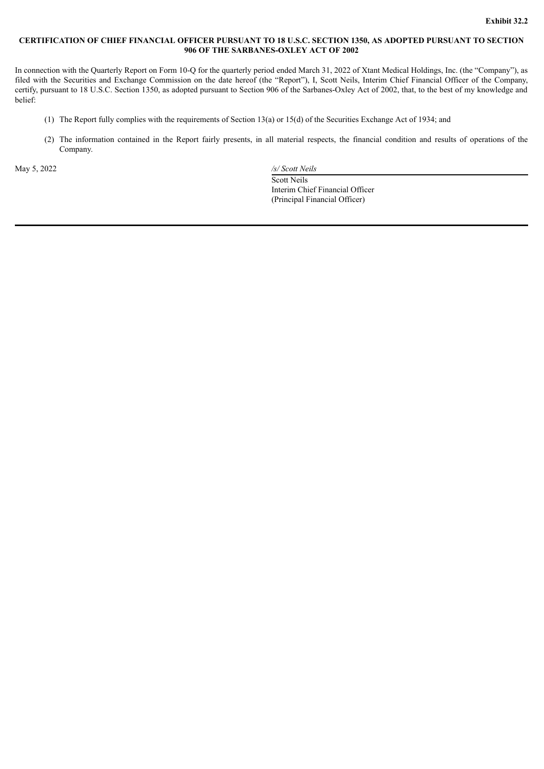**Exhibit 32.2**

**CERTIFICATION OF CHIEF FINANCIAL OFFICER PURSUANT TO 18 U.S.C. SECTION 1350, AS ADOPTED PURSUANT TO SECTION 906 OF THE SARBANES-OXLEY ACT OF 2002**

In connection with the Quarterly Report on Form 10-Q for the quarterly period ended March 31, 2022 of Xtant Medical Holdings, Inc. (the "Company"), as filed with the Securities and Exchange Commission on the date hereof (the "Report"), I, Scott Neils, Interim Chief Financial Officer of the Company, certify, pursuant to 18 U.S.C. Section 1350, as adopted pursuant to Section 906 of the Sarbanes-Oxley Act of 2002, that, to the best of my knowledge and belief:

(1) The Report fully complies with the requirements of Section 13(a) or 15(d) of the Securities Exchange Act of 1934; and

(2) The information contained in the Report fairly presents, in all material respects, the financial condition and results of operations of the Company.

May 5, 2022

*/s/ Scott Neils*

Scott Neils
Interim Chief Financial Officer
(Principal Financial Officer)